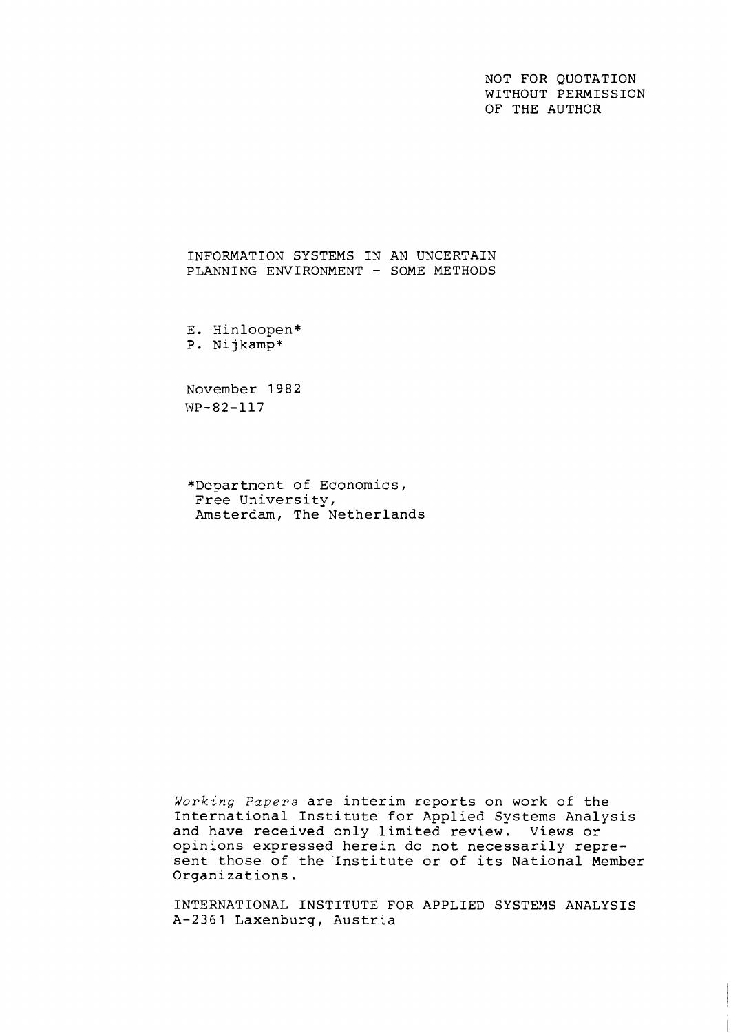NOT FOR QUOTATION
WITHOUT PERMISSION
OF THE AUTHOR

# INFORMATION SYSTEMS IN AN UNCERTAIN PLANNING ENVIRONMENT - SOME METHODS

E. Hinloopen*
P. Nijkamp*

November 1982
WP-82-117

*Department of Economics,
Free University,
Amsterdam, The Netherlands

*Working Papers* are interim reports on work of the International Institute for Applied Systems Analysis and have received only limited review. Views or opinions expressed herein do not necessarily represent those of the Institute or of its National Member Organizations.

INTERNATIONAL INSTITUTE FOR APPLIED SYSTEMS ANALYSIS
A-2361 Laxenburg, Austria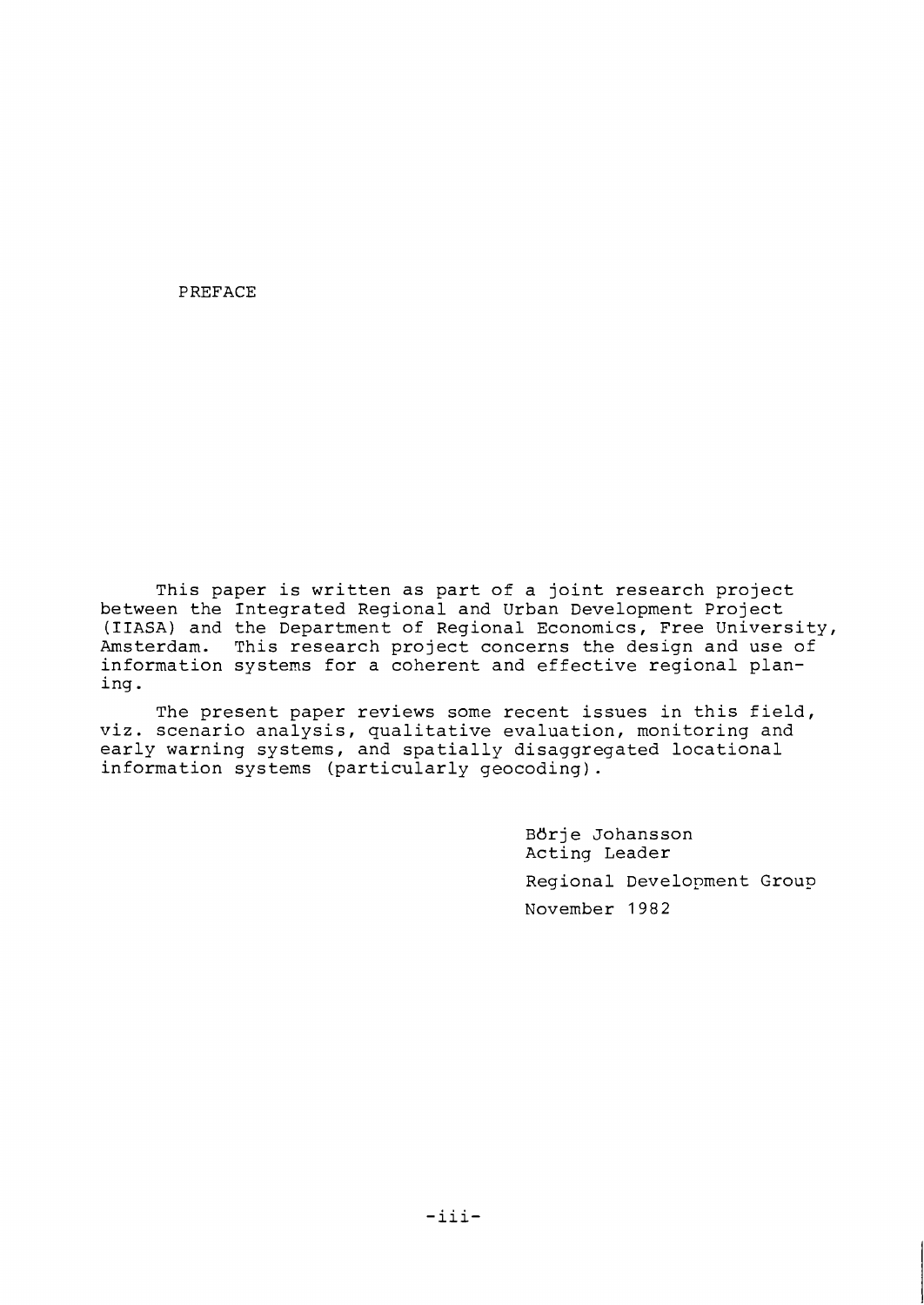# PREFACE

This paper is written as part of a joint research project between the Integrated Regional and Urban Development Project (IIASA) and the Department of Regional Economics, Free University, Amsterdam. This research project concerns the design and use of information systems for a coherent and effective regional planing.

The present paper reviews some recent issues in this field, viz. scenario analysis, qualitative evaluation, monitoring and early warning systems, and spatially disaggregated locational information systems (particularly geocoding).

Börje Johansson
Acting Leader
Regional Development Group
November 1982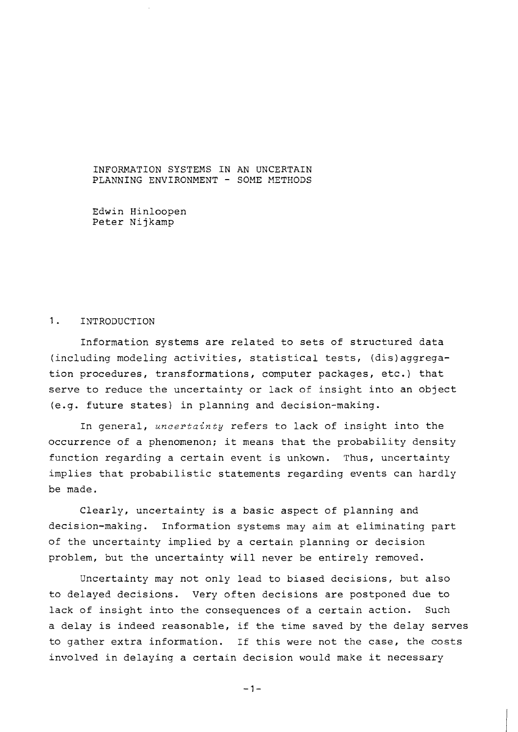# INFORMATION SYSTEMS IN AN UNCERTAIN PLANNING ENVIRONMENT - SOME METHODS

Edwin Hinloopen
Peter Nijkamp

## 1. INTRODUCTION

Information systems are related to sets of structured data (including modeling activities, statistical tests, (dis)aggregation procedures, transformations, computer packages, etc.) that serve to reduce the uncertainty or lack of insight into an object (e.g. future states) in planning and decision-making.

In general, *uncertainty* refers to lack of insight into the occurrence of a phenomenon; it means that the probability density function regarding a certain event is unkown. Thus, uncertainty implies that probabilistic statements regarding events can hardly be made.

Clearly, uncertainty is a basic aspect of planning and decision-making. Information systems may aim at eliminating part of the uncertainty implied by a certain planning or decision problem, but the uncertainty will never be entirely removed.

Uncertainty may not only lead to biased decisions, but also to delayed decisions. Very often decisions are postponed due to lack of insight into the consequences of a certain action. Such a delay is indeed reasonable, if the time saved by the delay serves to gather extra information. If this were not the case, the costs involved in delaying a certain decision would make it necessary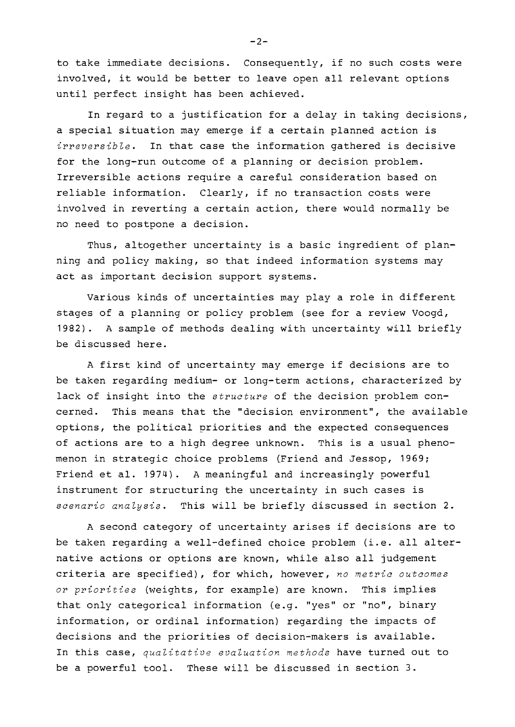to take immediate decisions. Consequently, if no such costs were involved, it would be better to leave open all relevant options until perfect insight has been achieved.

In regard to a justification for a delay in taking decisions, a special situation may emerge if a certain planned action is *irreversible*. In that case the information gathered is decisive for the long-run outcome of a planning or decision problem. Irreversible actions require a careful consideration based on reliable information. Clearly, if no transaction costs were involved in reverting a certain action, there would normally be no need to postpone a decision.

Thus, altogether uncertainty is a basic ingredient of planning and policy making, so that indeed information systems may act as important decision support systems.

Various kinds of uncertainties may play a role in different stages of a planning or policy problem (see for a review Voogd, 1982). A sample of methods dealing with uncertainty will briefly be discussed here.

A first kind of uncertainty may emerge if decisions are to be taken regarding medium- or long-term actions, characterized by lack of insight into the *structure* of the decision problem concerned. This means that the "decision environment", the available options, the political priorities and the expected consequences of actions are to a high degree unknown. This is a usual phenomenon in strategic choice problems (Friend and Jessop, 1969; Friend et al. 1974). A meaningful and increasingly powerful instrument for structuring the uncertainty in such cases is *scenario analysis*. This will be briefly discussed in section 2.

A second category of uncertainty arises if decisions are to be taken regarding a well-defined choice problem (i.e. all alternative actions or options are known, while also all judgement criteria are specified), for which, however, *no metric outcomes or priorities* (weights, for example) are known. This implies that only categorical information (e.g. "yes" or "no", binary information, or ordinal information) regarding the impacts of decisions and the priorities of decision-makers is available. In this case, *qualitative evaluation methods* have turned out to be a powerful tool. These will be discussed in section 3.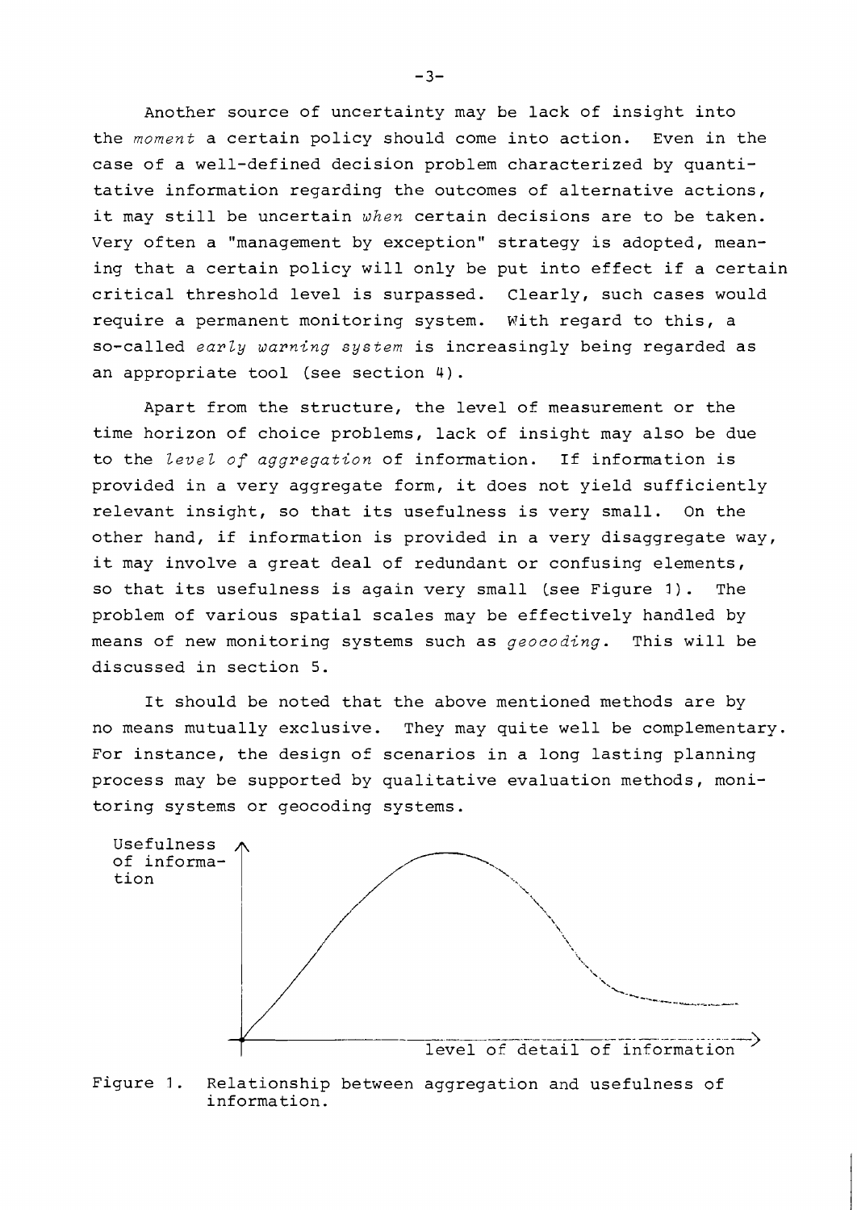Another source of uncertainty may be lack of insight into the *moment* a certain policy should come into action. Even in the case of a well-defined decision problem characterized by quantitative information regarding the outcomes of alternative actions, it may still be uncertain *when* certain decisions are to be taken. Very often a "management by exception" strategy is adopted, meaning that a certain policy will only be put into effect if a certain critical threshold level is surpassed. Clearly, such cases would require a permanent monitoring system. With regard to this, a so-called *early warning system* is increasingly being regarded as an appropriate tool (see section 4).

Apart from the structure, the level of measurement or the time horizon of choice problems, lack of insight may also be due to the *level of aggregation* of information. If information is provided in a very aggregate form, it does not yield sufficiently relevant insight, so that its usefulness is very small. On the other hand, if information is provided in a very disaggregate way, it may involve a great deal of redundant or confusing elements, so that its usefulness is again very small (see Figure 1). The problem of various spatial scales may be effectively handled by means of new monitoring systems such as *geocoding*. This will be discussed in section 5.

It should be noted that the above mentioned methods are by no means mutually exclusive. They may quite well be complementary. For instance, the design of scenarios in a long lasting planning process may be supported by qualitative evaluation methods, monitoring systems or geocoding systems.

Usefulness of information

level of detail of information

Figure 1. Relationship between aggregation and usefulness of information.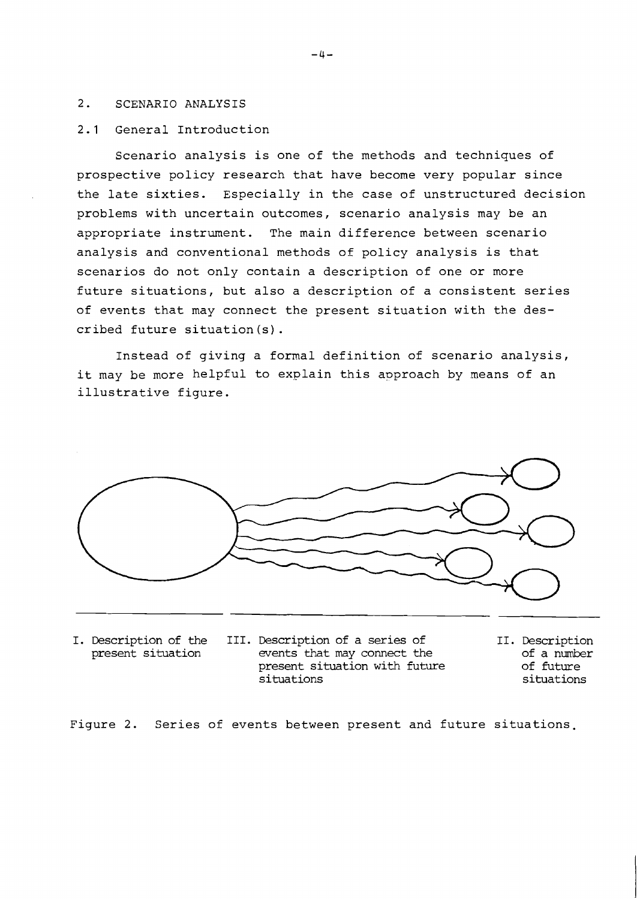## 2. SCENARIO ANALYSIS

### 2.1 General Introduction

Scenario analysis is one of the methods and techniques of prospective policy research that have become very popular since the late sixties. Especially in the case of unstructured decision problems with uncertain outcomes, scenario analysis may be an appropriate instrument. The main difference between scenario analysis and conventional methods of policy analysis is that scenarios do not only contain a description of one or more future situations, but also a description of a consistent series of events that may connect the present situation with the described future situation(s).

Instead of giving a formal definition of scenario analysis, it may be more helpful to explain this approach by means of an illustrative figure.

I. Description of the present situation

III. Description of a series of events that may connect the present situation with future situations

II. Description of a number of future situations

Figure 2. Series of events between present and future situations.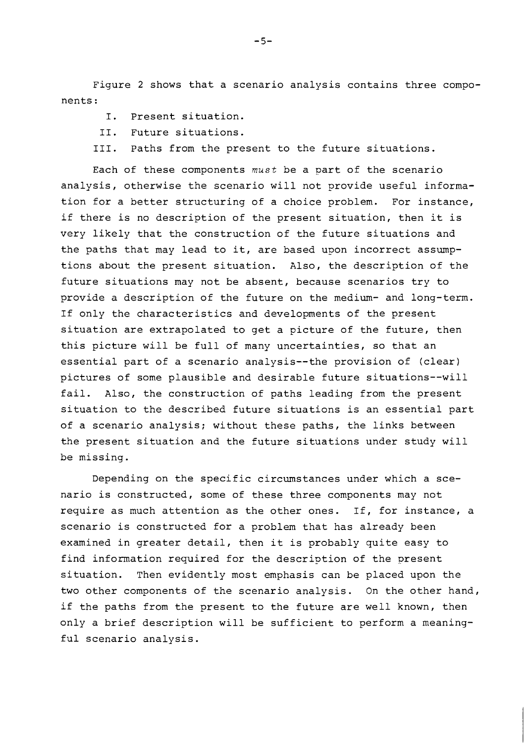Figure 2 shows that a scenario analysis contains three components:

I. Present situation.
II. Future situations.
III. Paths from the present to the future situations.

Each of these components *must* be a part of the scenario analysis, otherwise the scenario will not provide useful information for a better structuring of a choice problem. For instance, if there is no description of the present situation, then it is very likely that the construction of the future situations and the paths that may lead to it, are based upon incorrect assumptions about the present situation. Also, the description of the future situations may not be absent, because scenarios try to provide a description of the future on the medium- and long-term. If only the characteristics and developments of the present situation are extrapolated to get a picture of the future, then this picture will be full of many uncertainties, so that an essential part of a scenario analysis--the provision of (clear) pictures of some plausible and desirable future situations--will fail. Also, the construction of paths leading from the present situation to the described future situations is an essential part of a scenario analysis; without these paths, the links between the present situation and the future situations under study will be missing.

Depending on the specific circumstances under which a scenario is constructed, some of these three components may not require as much attention as the other ones. If, for instance, a scenario is constructed for a problem that has already been examined in greater detail, then it is probably quite easy to find information required for the description of the present situation. Then evidently most emphasis can be placed upon the two other components of the scenario analysis. On the other hand, if the paths from the present to the future are well known, then only a brief description will be sufficient to perform a meaningful scenario analysis.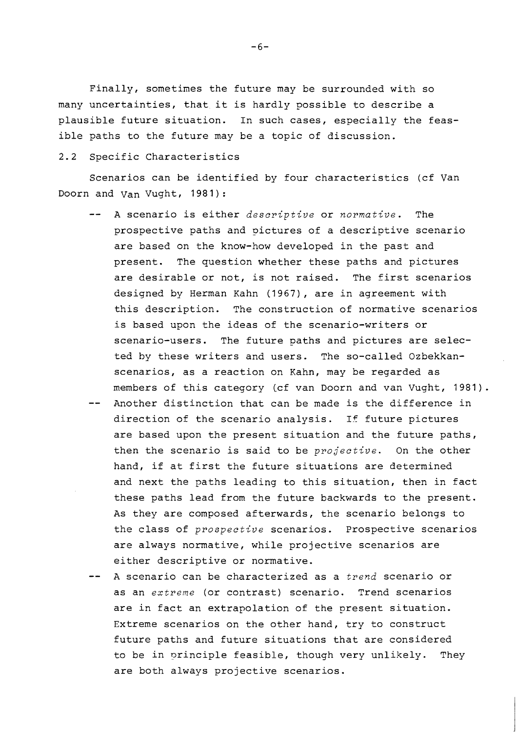Finally, sometimes the future may be surrounded with so many uncertainties, that it is hardly possible to describe a plausible future situation. In such cases, especially the feasible paths to the future may be a topic of discussion.

## 2.2 Specific Characteristics

Scenarios can be identified by four characteristics (cf Van Doorn and Van Vught, 1981):

-- A scenario is either *descriptive* or *normative*. The prospective paths and pictures of a descriptive scenario are based on the know-how developed in the past and present. The question whether these paths and pictures are desirable or not, is not raised. The first scenarios designed by Herman Kahn (1967), are in agreement with this description. The construction of normative scenarios is based upon the ideas of the scenario-writers or scenario-users. The future paths and pictures are selected by these writers and users. The so-called Ozbekkan-scenarios, as a reaction on Kahn, may be regarded as members of this category (cf van Doorn and van Vught, 1981).

-- Another distinction that can be made is the difference in direction of the scenario analysis. If future pictures are based upon the present situation and the future paths, then the scenario is said to be *projective*. On the other hand, if at first the future situations are determined and next the paths leading to this situation, then in fact these paths lead from the future backwards to the present. As they are composed afterwards, the scenario belongs to the class of *prospective* scenarios. Prospective scenarios are always normative, while projective scenarios are either descriptive or normative.

-- A scenario can be characterized as a *trend* scenario or as an *extreme* (or contrast) scenario. Trend scenarios are in fact an extrapolation of the present situation. Extreme scenarios on the other hand, try to construct future paths and future situations that are considered to be in principle feasible, though very unlikely. They are both always projective scenarios.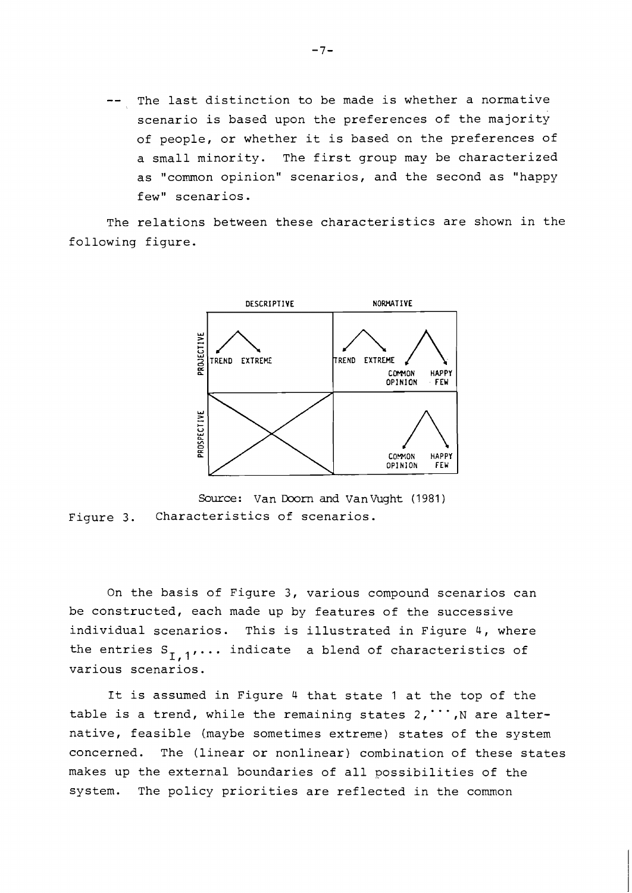-- The last distinction to be made is whether a normative scenario is based upon the preferences of the majority of people, or whether it is based on the preferences of a small minority. The first group may be characterized as "common opinion" scenarios, and the second as "happy few" scenarios.

The relations between these characteristics are shown in the following figure.

| | DESCRIPTIVE | NORMATIVE |
|---|---|---|
| PROJECTIVE | TREND, EXTREME | TREND, EXTREME; COMMON OPINION, HAPPY FEW |
| PROSPECTIVE | | COMMON OPINION, HAPPY FEW |

Source: Van Doorn and Van Vught (1981)

Figure 3. Characteristics of scenarios.

On the basis of Figure 3, various compound scenarios can be constructed, each made up by features of the successive individual scenarios. This is illustrated in Figure 4, where the entries $S_{I,1}, \ldots$ indicate a blend of characteristics of various scenarios.

It is assumed in Figure 4 that state 1 at the top of the table is a trend, while the remaining states $2, \cdots, N$ are alternative, feasible (maybe sometimes extreme) states of the system concerned. The (linear or nonlinear) combination of these states makes up the external boundaries of all possibilities of the system. The policy priorities are reflected in the common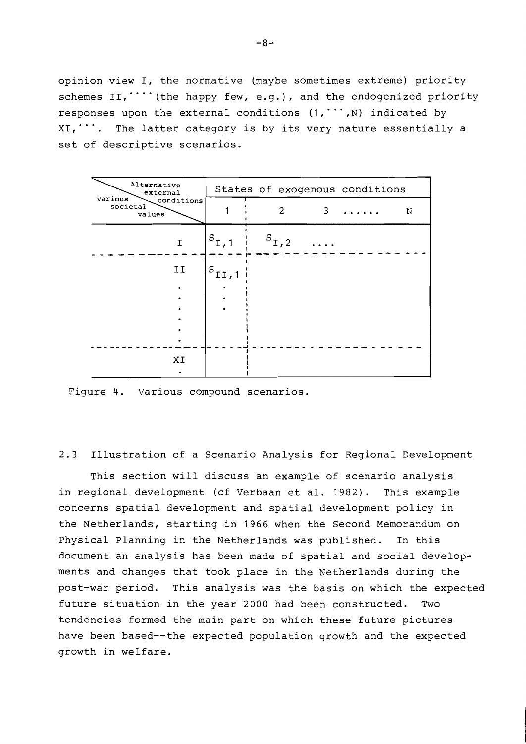opinion view I, the normative (maybe sometimes extreme) priority schemes II,⋯ (the happy few, e.g.), and the endogenized priority responses upon the external conditions (1,⋯,N) indicated by XI,⋯. The latter category is by its very nature essentially a set of descriptive scenarios.

| Alternative external conditions / various societal values | States of exogenous conditions | | | | |
|---|---|---|---|---|---|
| | 1 | 2 | 3 | ...... | N |
| I | $S_{I,1}$ | $S_{I,2}$ | .... | | |
| II | $S_{II,1}$ | | | | |
| ⋮ | ⋮ | | | | |
| XI | | | | | |
| · | | | | | |

Figure 4. Various compound scenarios.

## 2.3 Illustration of a Scenario Analysis for Regional Development

This section will discuss an example of scenario analysis in regional development (cf Verbaan et al. 1982). This example concerns spatial development and spatial development policy in the Netherlands, starting in 1966 when the Second Memorandum on Physical Planning in the Netherlands was published. In this document an analysis has been made of spatial and social developments and changes that took place in the Netherlands during the post-war period. This analysis was the basis on which the expected future situation in the year 2000 had been constructed. Two tendencies formed the main part on which these future pictures have been based--the expected population growth and the expected growth in welfare.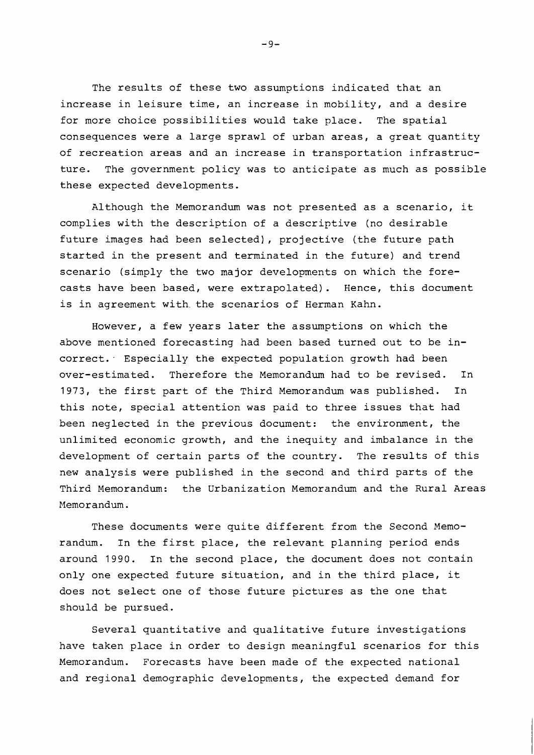The results of these two assumptions indicated that an increase in leisure time, an increase in mobility, and a desire for more choice possibilities would take place. The spatial consequences were a large sprawl of urban areas, a great quantity of recreation areas and an increase in transportation infrastructure. The government policy was to anticipate as much as possible these expected developments.

Although the Memorandum was not presented as a scenario, it complies with the description of a descriptive (no desirable future images had been selected), projective (the future path started in the present and terminated in the future) and trend scenario (simply the two major developments on which the forecasts have been based, were extrapolated). Hence, this document is in agreement with the scenarios of Herman Kahn.

However, a few years later the assumptions on which the above mentioned forecasting had been based turned out to be incorrect. Especially the expected population growth had been over-estimated. Therefore the Memorandum had to be revised. In 1973, the first part of the Third Memorandum was published. In this note, special attention was paid to three issues that had been neglected in the previous document: the environment, the unlimited economic growth, and the inequity and imbalance in the development of certain parts of the country. The results of this new analysis were published in the second and third parts of the Third Memorandum: the Urbanization Memorandum and the Rural Areas Memorandum.

These documents were quite different from the Second Memorandum. In the first place, the relevant planning period ends around 1990. In the second place, the document does not contain only one expected future situation, and in the third place, it does not select one of those future pictures as the one that should be pursued.

Several quantitative and qualitative future investigations have taken place in order to design meaningful scenarios for this Memorandum. Forecasts have been made of the expected national and regional demographic developments, the expected demand for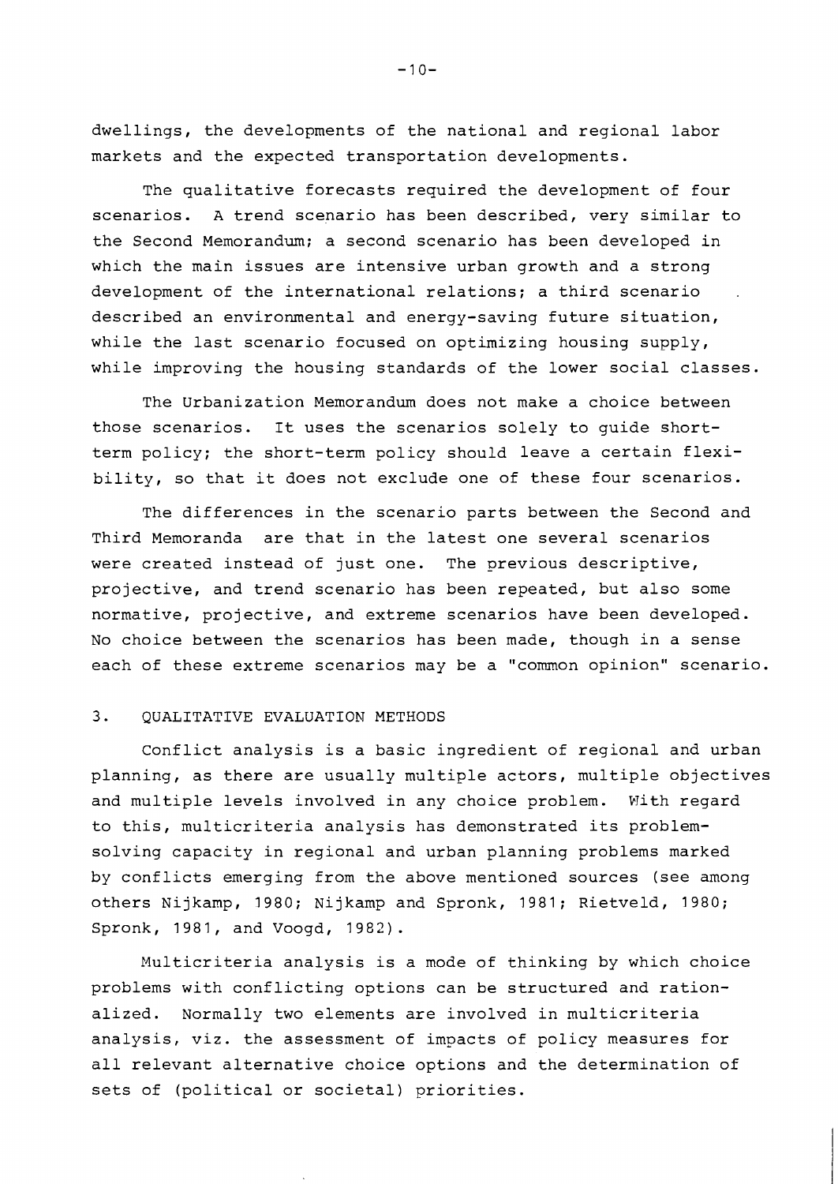dwellings, the developments of the national and regional labor markets and the expected transportation developments.

The qualitative forecasts required the development of four scenarios. A trend scenario has been described, very similar to the Second Memorandum; a second scenario has been developed in which the main issues are intensive urban growth and a strong development of the international relations; a third scenario described an environmental and energy-saving future situation, while the last scenario focused on optimizing housing supply, while improving the housing standards of the lower social classes.

The Urbanization Memorandum does not make a choice between those scenarios. It uses the scenarios solely to guide short-term policy; the short-term policy should leave a certain flexibility, so that it does not exclude one of these four scenarios.

The differences in the scenario parts between the Second and Third Memoranda are that in the latest one several scenarios were created instead of just one. The previous descriptive, projective, and trend scenario has been repeated, but also some normative, projective, and extreme scenarios have been developed. No choice between the scenarios has been made, though in a sense each of these extreme scenarios may be a "common opinion" scenario.

## 3. QUALITATIVE EVALUATION METHODS

Conflict analysis is a basic ingredient of regional and urban planning, as there are usually multiple actors, multiple objectives and multiple levels involved in any choice problem. With regard to this, multicriteria analysis has demonstrated its problem-solving capacity in regional and urban planning problems marked by conflicts emerging from the above mentioned sources (see among others Nijkamp, 1980; Nijkamp and Spronk, 1981; Rietveld, 1980; Spronk, 1981, and Voogd, 1982).

Multicriteria analysis is a mode of thinking by which choice problems with conflicting options can be structured and rationalized. Normally two elements are involved in multicriteria analysis, viz. the assessment of impacts of policy measures for all relevant alternative choice options and the determination of sets of (political or societal) priorities.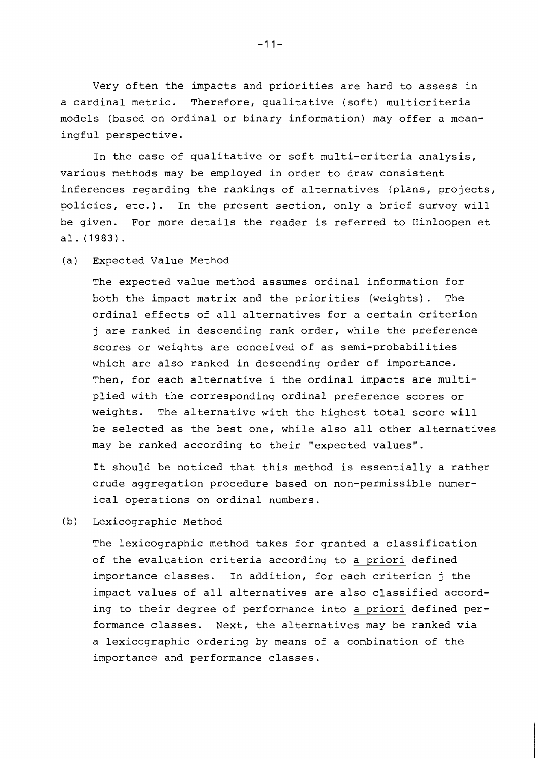Very often the impacts and priorities are hard to assess in a cardinal metric. Therefore, qualitative (soft) multicriteria models (based on ordinal or binary information) may offer a meaningful perspective.

In the case of qualitative or soft multi-criteria analysis, various methods may be employed in order to draw consistent inferences regarding the rankings of alternatives (plans, projects, policies, etc.). In the present section, only a brief survey will be given. For more details the reader is referred to Hinloopen et al. (1983).

(a) Expected Value Method

The expected value method assumes ordinal information for both the impact matrix and the priorities (weights). The ordinal effects of all alternatives for a certain criterion $j$ are ranked in descending rank order, while the preference scores or weights are conceived of as semi-probabilities which are also ranked in descending order of importance. Then, for each alternative $i$ the ordinal impacts are multiplied with the corresponding ordinal preference scores or weights. The alternative with the highest total score will be selected as the best one, while also all other alternatives may be ranked according to their "expected values".

It should be noticed that this method is essentially a rather crude aggregation procedure based on non-permissible numerical operations on ordinal numbers.

(b) Lexicographic Method

The lexicographic method takes for granted a classification of the evaluation criteria according to *a priori* defined importance classes. In addition, for each criterion $j$ the impact values of all alternatives are also classified according to their degree of performance into *a priori* defined performance classes. Next, the alternatives may be ranked via a lexicographic ordering by means of a combination of the importance and performance classes.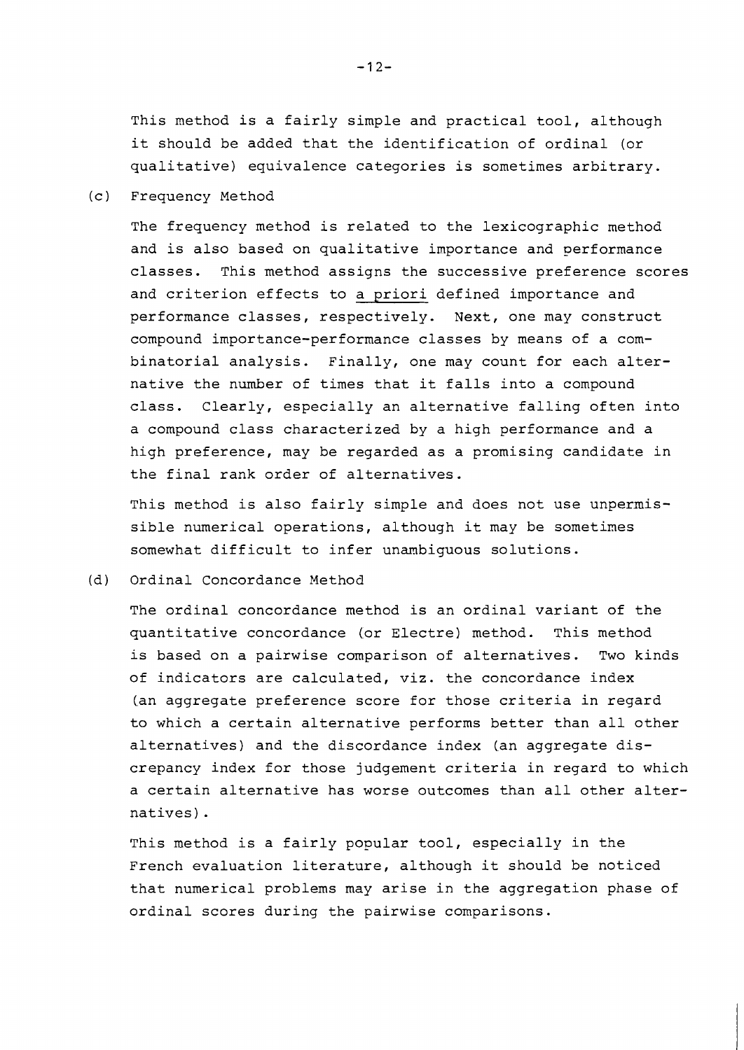This method is a fairly simple and practical tool, although it should be added that the identification of ordinal (or qualitative) equivalence categories is sometimes arbitrary.

(c) Frequency Method

The frequency method is related to the lexicographic method and is also based on qualitative importance and performance classes. This method assigns the successive preference scores and criterion effects to a priori defined importance and performance classes, respectively. Next, one may construct compound importance-performance classes by means of a combinatorial analysis. Finally, one may count for each alternative the number of times that it falls into a compound class. Clearly, especially an alternative falling often into a compound class characterized by a high performance and a high preference, may be regarded as a promising candidate in the final rank order of alternatives.

This method is also fairly simple and does not use unpermissible numerical operations, although it may be sometimes somewhat difficult to infer unambiguous solutions.

(d) Ordinal Concordance Method

The ordinal concordance method is an ordinal variant of the quantitative concordance (or Electre) method. This method is based on a pairwise comparison of alternatives. Two kinds of indicators are calculated, viz. the concordance index (an aggregate preference score for those criteria in regard to which a certain alternative performs better than all other alternatives) and the discordance index (an aggregate discrepancy index for those judgement criteria in regard to which a certain alternative has worse outcomes than all other alternatives).

This method is a fairly popular tool, especially in the French evaluation literature, although it should be noticed that numerical problems may arise in the aggregation phase of ordinal scores during the pairwise comparisons.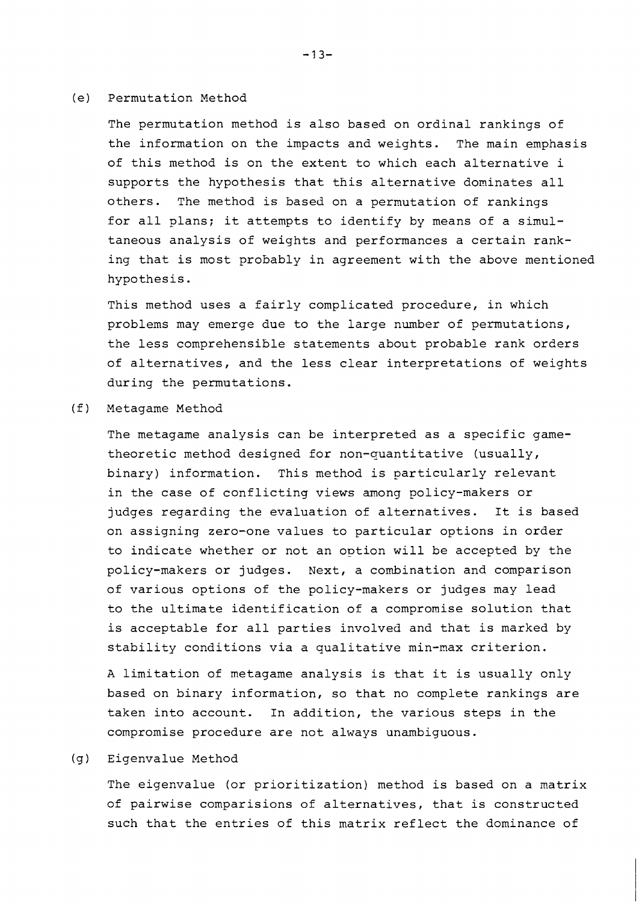(e) Permutation Method

The permutation method is also based on ordinal rankings of the information on the impacts and weights. The main emphasis of this method is on the extent to which each alternative i supports the hypothesis that this alternative dominates all others. The method is based on a permutation of rankings for all plans; it attempts to identify by means of a simultaneous analysis of weights and performances a certain ranking that is most probably in agreement with the above mentioned hypothesis.

This method uses a fairly complicated procedure, in which problems may emerge due to the large number of permutations, the less comprehensible statements about probable rank orders of alternatives, and the less clear interpretations of weights during the permutations.

(f) Metagame Method

The metagame analysis can be interpreted as a specific game-theoretic method designed for non-quantitative (usually, binary) information. This method is particularly relevant in the case of conflicting views among policy-makers or judges regarding the evaluation of alternatives. It is based on assigning zero-one values to particular options in order to indicate whether or not an option will be accepted by the policy-makers or judges. Next, a combination and comparison of various options of the policy-makers or judges may lead to the ultimate identification of a compromise solution that is acceptable for all parties involved and that is marked by stability conditions via a qualitative min-max criterion.

A limitation of metagame analysis is that it is usually only based on binary information, so that no complete rankings are taken into account. In addition, the various steps in the compromise procedure are not always unambiguous.

(g) Eigenvalue Method

The eigenvalue (or prioritization) method is based on a matrix of pairwise comparisions of alternatives, that is constructed such that the entries of this matrix reflect the dominance of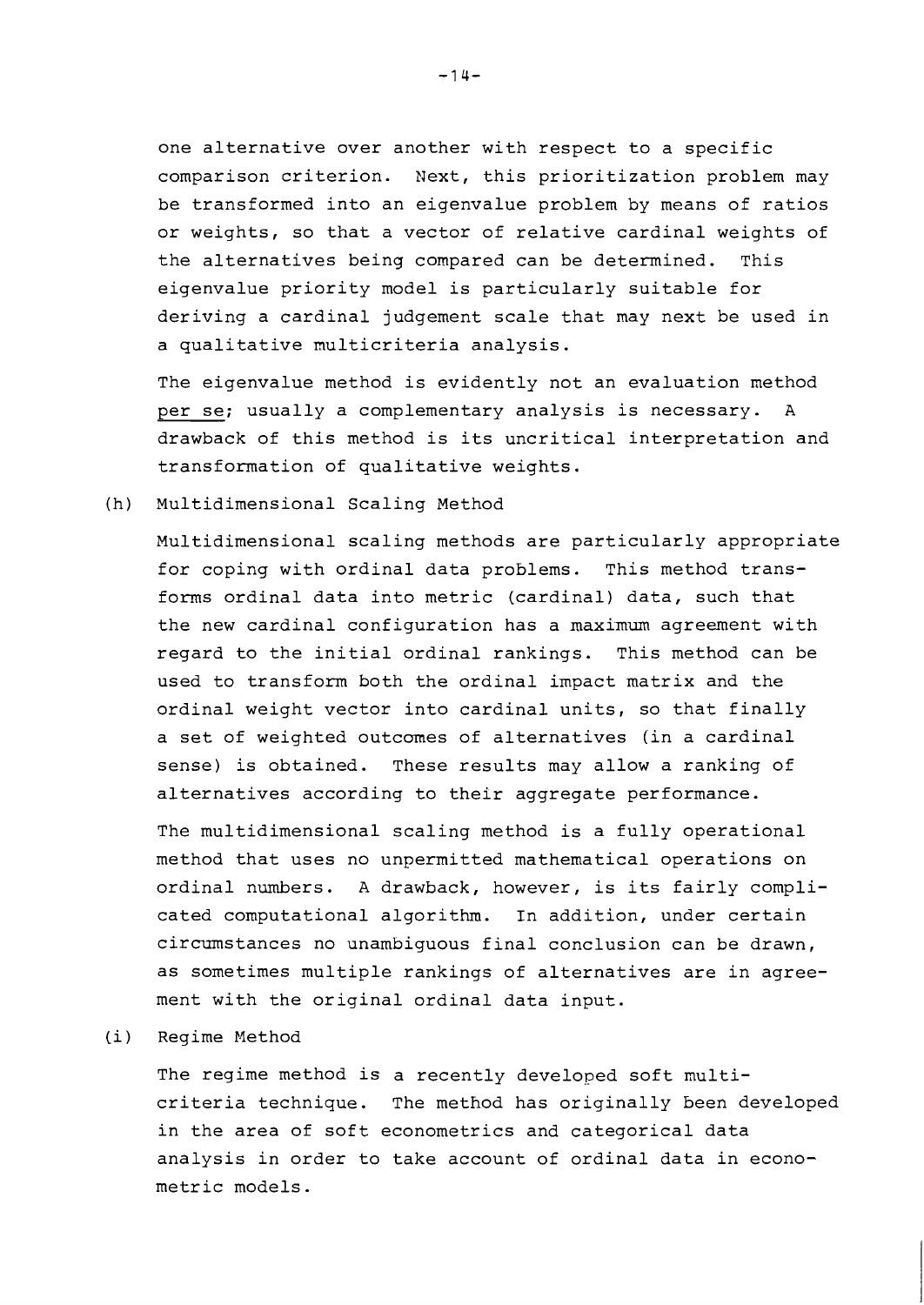one alternative over another with respect to a specific comparison criterion. Next, this prioritization problem may be transformed into an eigenvalue problem by means of ratios or weights, so that a vector of relative cardinal weights of the alternatives being compared can be determined. This eigenvalue priority model is particularly suitable for deriving a cardinal judgement scale that may next be used in a qualitative multicriteria analysis.

The eigenvalue method is evidently not an evaluation method <u>per se</u>; usually a complementary analysis is necessary. A drawback of this method is its uncritical interpretation and transformation of qualitative weights.

(h) Multidimensional Scaling Method

Multidimensional scaling methods are particularly appropriate for coping with ordinal data problems. This method transforms ordinal data into metric (cardinal) data, such that the new cardinal configuration has a maximum agreement with regard to the initial ordinal rankings. This method can be used to transform both the ordinal impact matrix and the ordinal weight vector into cardinal units, so that finally a set of weighted outcomes of alternatives (in a cardinal sense) is obtained. These results may allow a ranking of alternatives according to their aggregate performance.

The multidimensional scaling method is a fully operational method that uses no unpermitted mathematical operations on ordinal numbers. A drawback, however, is its fairly complicated computational algorithm. In addition, under certain circumstances no unambiguous final conclusion can be drawn, as sometimes multiple rankings of alternatives are in agreement with the original ordinal data input.

(i) Regime Method

The regime method is a recently developed soft multicriteria technique. The method has originally been developed in the area of soft econometrics and categorical data analysis in order to take account of ordinal data in econometric models.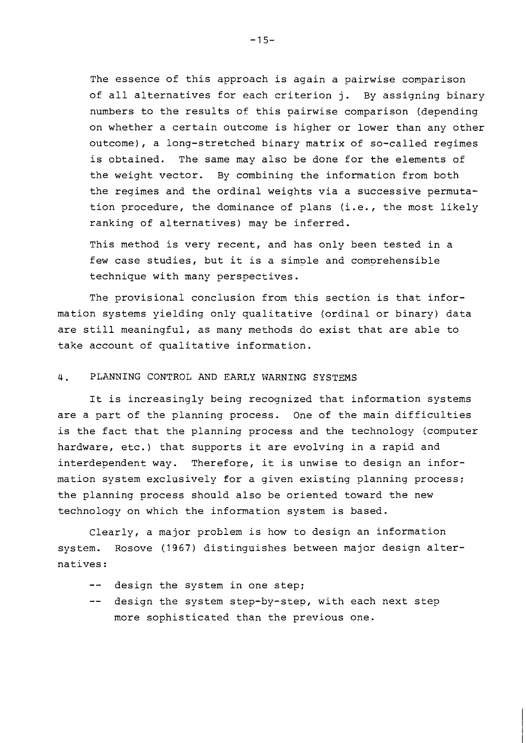The essence of this approach is again a pairwise comparison of all alternatives for each criterion $j$. By assigning binary numbers to the results of this pairwise comparison (depending on whether a certain outcome is higher or lower than any other outcome), a long-stretched binary matrix of so-called regimes is obtained. The same may also be done for the elements of the weight vector. By combining the information from both the regimes and the ordinal weights via a successive permutation procedure, the dominance of plans (i.e., the most likely ranking of alternatives) may be inferred.

This method is very recent, and has only been tested in a few case studies, but it is a simple and comprehensible technique with many perspectives.

The provisional conclusion from this section is that information systems yielding only qualitative (ordinal or binary) data are still meaningful, as many methods do exist that are able to take account of qualitative information.

## 4. PLANNING CONTROL AND EARLY WARNING SYSTEMS

It is increasingly being recognized that information systems are a part of the planning process. One of the main difficulties is the fact that the planning process and the technology (computer hardware, etc.) that supports it are evolving in a rapid and interdependent way. Therefore, it is unwise to design an information system exclusively for a given existing planning process; the planning process should also be oriented toward the new technology on which the information system is based.

Clearly, a major problem is how to design an information system. Rosove (1967) distinguishes between major design alternatives:

- -- design the system in one step;
- -- design the system step-by-step, with each next step more sophisticated than the previous one.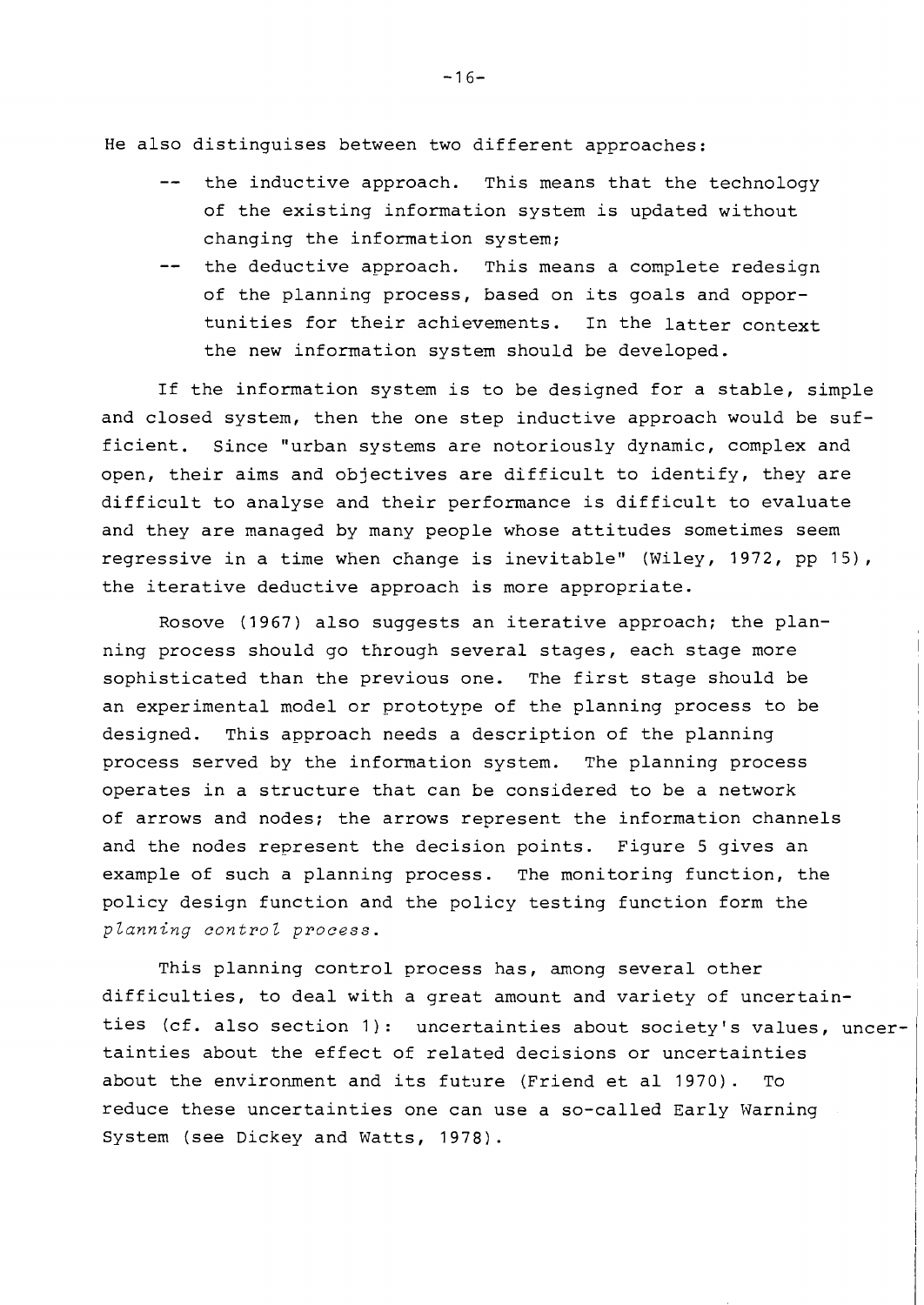He also distinguises between two different approaches:

- the inductive approach. This means that the technology of the existing information system is updated without changing the information system;
- the deductive approach. This means a complete redesign of the planning process, based on its goals and opportunities for their achievements. In the latter context the new information system should be developed.

If the information system is to be designed for a stable, simple and closed system, then the one step inductive approach would be sufficient. Since "urban systems are notoriously dynamic, complex and open, their aims and objectives are difficult to identify, they are difficult to analyse and their performance is difficult to evaluate and they are managed by many people whose attitudes sometimes seem regressive in a time when change is inevitable" (Wiley, 1972, pp 15), the iterative deductive approach is more appropriate.

Rosove (1967) also suggests an iterative approach; the planning process should go through several stages, each stage more sophisticated than the previous one. The first stage should be an experimental model or prototype of the planning process to be designed. This approach needs a description of the planning process served by the information system. The planning process operates in a structure that can be considered to be a network of arrows and nodes; the arrows represent the information channels and the nodes represent the decision points. Figure 5 gives an example of such a planning process. The monitoring function, the policy design function and the policy testing function form the *planning control process*.

This planning control process has, among several other difficulties, to deal with a great amount and variety of uncertainties (cf. also section 1): uncertainties about society's values, uncertainties about the effect of related decisions or uncertainties about the environment and its future (Friend et al 1970). To reduce these uncertainties one can use a so-called Early Warning System (see Dickey and Watts, 1978).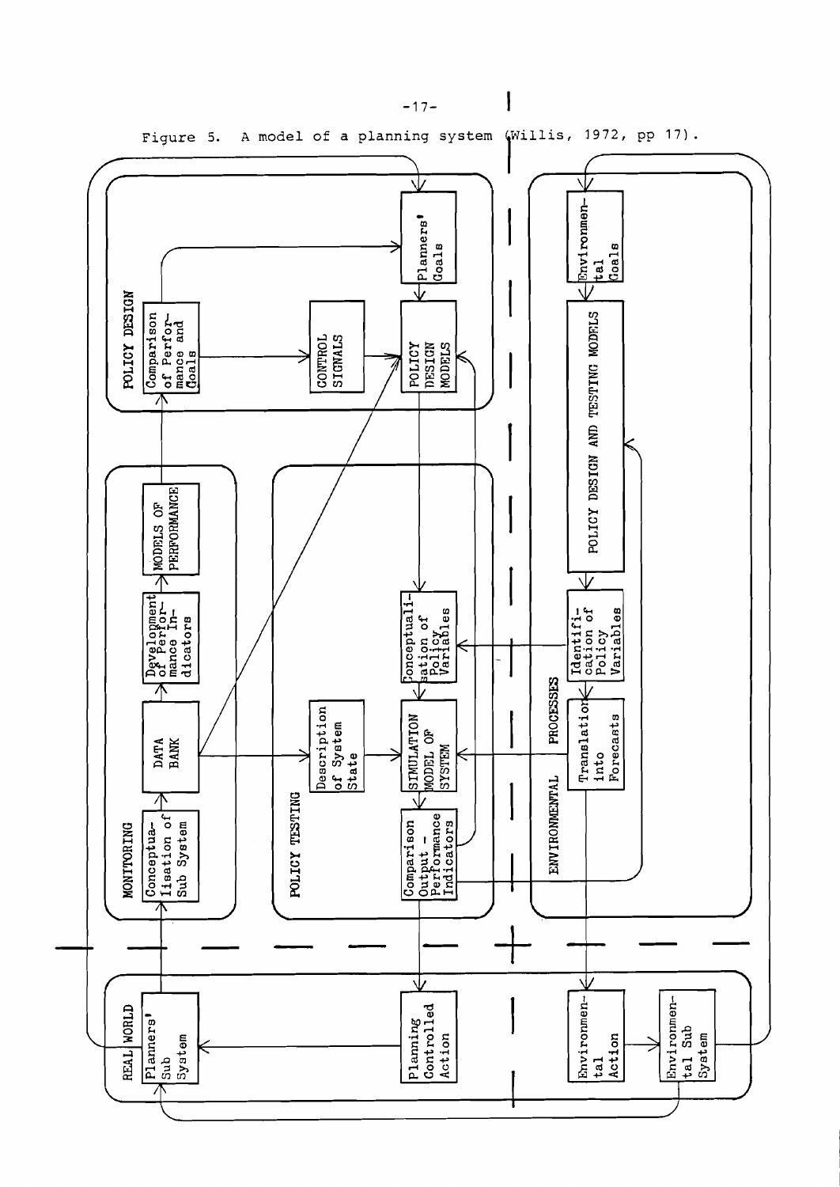Figure 5. A model of a planning system (Willis, 1972, pp 17).

POLICY DESIGN

Comparison of Performance and Goals

CONTROL SIGNALS

Planners' Goals

POLICY DESIGN MODELS

MONITORING

Conceptualisation of Sub System

DATA BANK

Development of Performance Indicators

MODELS OF PERFORMANCE

POLICY TESTING

Description of System State

SIMULATION MODEL OF SYSTEM

Conceptualisation of Policy Variables

Comparison Output - Performance Indicators

ENVIRONMENTAL PROCESSES

Environmental Goals

POLICY DESIGN AND TESTING MODELS

Identification of Policy Variables

Translation into Forecasts

REAL WORLD

Planners' Sub System

Planning Controlled Action

Environmental Action

Environmental Sub System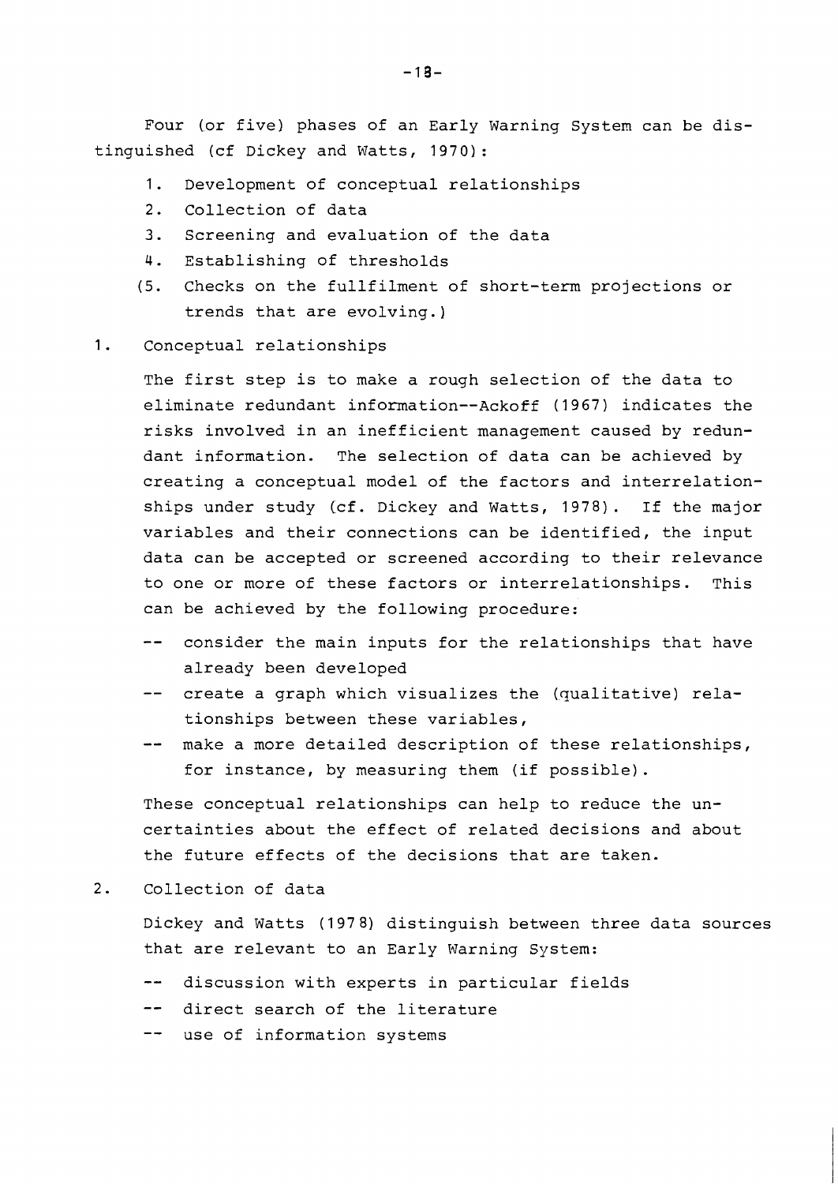Four (or five) phases of an Early Warning System can be distinguished (cf Dickey and Watts, 1970):

1. Development of conceptual relationships
2. Collection of data
3. Screening and evaluation of the data
4. Establishing of thresholds

(5. Checks on the fullfilment of short-term projections or trends that are evolving.)

1. Conceptual relationships

   The first step is to make a rough selection of the data to eliminate redundant information--Ackoff (1967) indicates the risks involved in an inefficient management caused by redundant information. The selection of data can be achieved by creating a conceptual model of the factors and interrelationships under study (cf. Dickey and Watts, 1978). If the major variables and their connections can be identified, the input data can be accepted or screened according to their relevance to one or more of these factors or interrelationships. This can be achieved by the following procedure:

   -- consider the main inputs for the relationships that have already been developed
   -- create a graph which visualizes the (qualitative) relationships between these variables,
   -- make a more detailed description of these relationships, for instance, by measuring them (if possible).

   These conceptual relationships can help to reduce the uncertainties about the effect of related decisions and about the future effects of the decisions that are taken.

2. Collection of data

   Dickey and Watts (1978) distinguish between three data sources that are relevant to an Early Warning System:

   -- discussion with experts in particular fields
   -- direct search of the literature
   -- use of information systems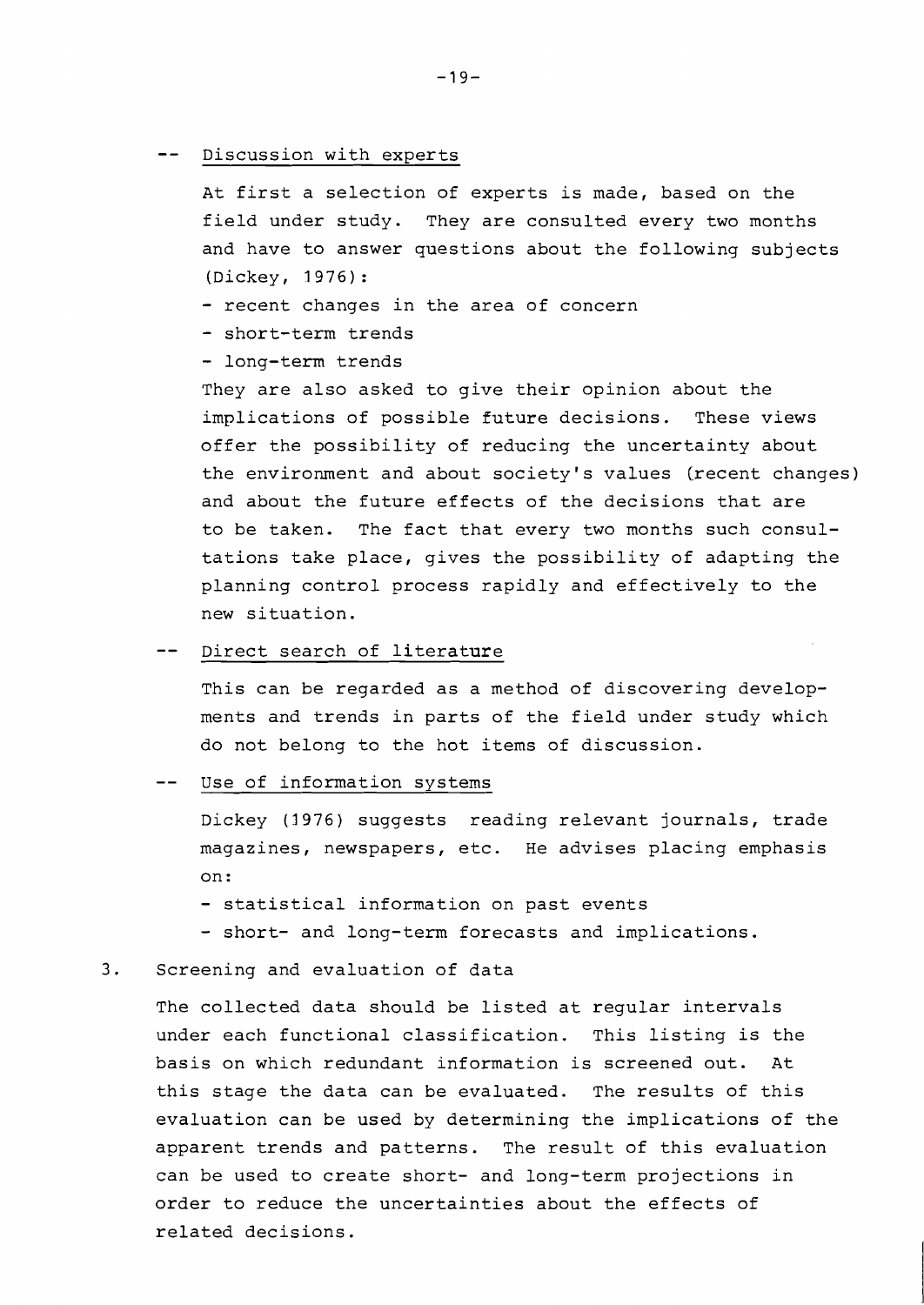-- Discussion with experts

At first a selection of experts is made, based on the field under study. They are consulted every two months and have to answer questions about the following subjects (Dickey, 1976):

- recent changes in the area of concern
- short-term trends
- long-term trends

They are also asked to give their opinion about the implications of possible future decisions. These views offer the possibility of reducing the uncertainty about the environment and about society's values (recent changes) and about the future effects of the decisions that are to be taken. The fact that every two months such consultations take place, gives the possibility of adapting the planning control process rapidly and effectively to the new situation.

-- Direct search of literature

This can be regarded as a method of discovering developments and trends in parts of the field under study which do not belong to the hot items of discussion.

-- Use of information systems

Dickey (1976) suggests reading relevant journals, trade magazines, newspapers, etc. He advises placing emphasis on:

- statistical information on past events
- short- and long-term forecasts and implications.

3. Screening and evaluation of data

The collected data should be listed at regular intervals under each functional classification. This listing is the basis on which redundant information is screened out. At this stage the data can be evaluated. The results of this evaluation can be used by determining the implications of the apparent trends and patterns. The result of this evaluation can be used to create short- and long-term projections in order to reduce the uncertainties about the effects of related decisions.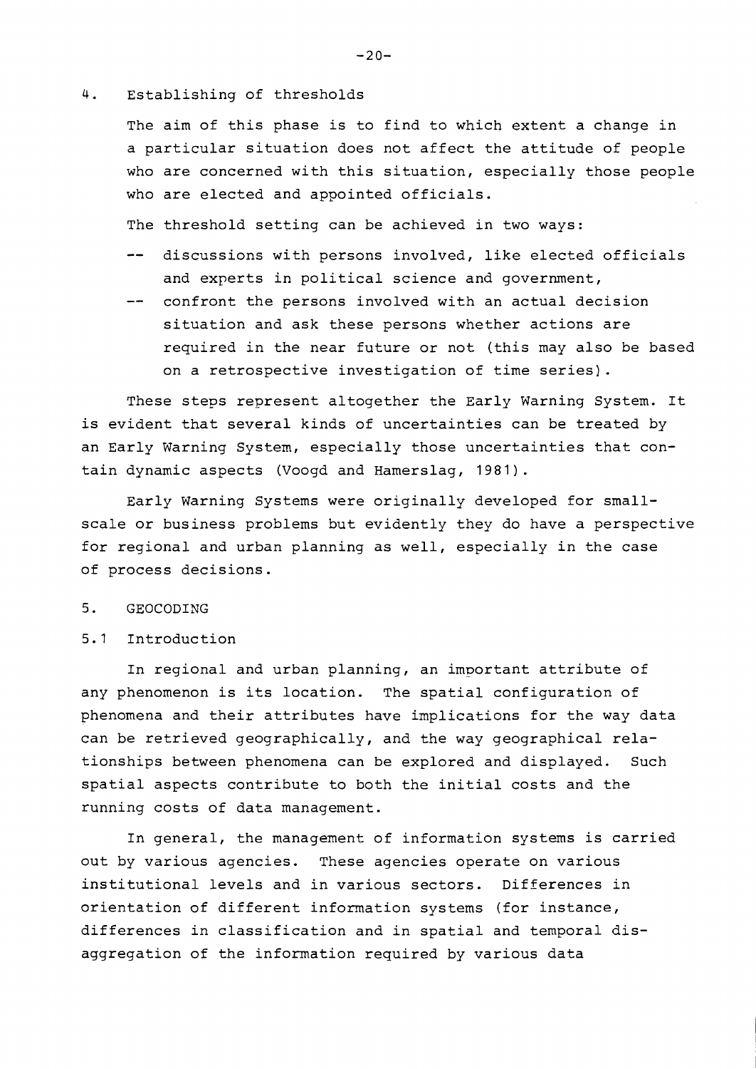4. Establishing of thresholds

The aim of this phase is to find to which extent a change in a particular situation does not affect the attitude of people who are concerned with this situation, especially those people who are elected and appointed officials.

The threshold setting can be achieved in two ways:

-- discussions with persons involved, like elected officials and experts in political science and government,

-- confront the persons involved with an actual decision situation and ask these persons whether actions are required in the near future or not (this may also be based on a retrospective investigation of time series).

These steps represent altogether the Early Warning System. It is evident that several kinds of uncertainties can be treated by an Early Warning System, especially those uncertainties that contain dynamic aspects (Voogd and Hamerslag, 1981).

Early Warning Systems were originally developed for small-scale or business problems but evidently they do have a perspective for regional and urban planning as well, especially in the case of process decisions.

## 5. GEOCODING

### 5.1 Introduction

In regional and urban planning, an important attribute of any phenomenon is its location. The spatial configuration of phenomena and their attributes have implications for the way data can be retrieved geographically, and the way geographical relationships between phenomena can be explored and displayed. Such spatial aspects contribute to both the initial costs and the running costs of data management.

In general, the management of information systems is carried out by various agencies. These agencies operate on various institutional levels and in various sectors. Differences in orientation of different information systems (for instance, differences in classification and in spatial and temporal disaggregation of the information required by various data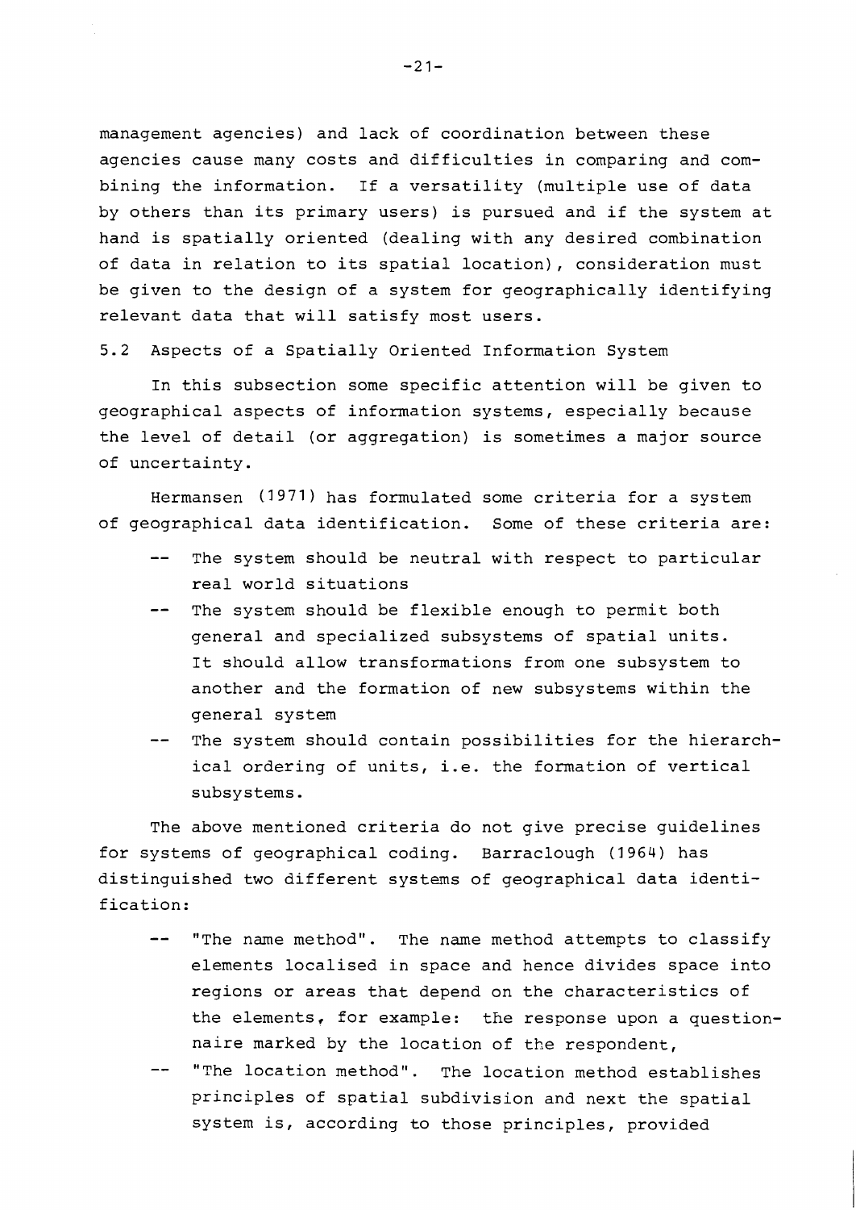management agencies) and lack of coordination between these agencies cause many costs and difficulties in comparing and combining the information. If a versatility (multiple use of data by others than its primary users) is pursued and if the system at hand is spatially oriented (dealing with any desired combination of data in relation to its spatial location), consideration must be given to the design of a system for geographically identifying relevant data that will satisfy most users.

### 5.2 Aspects of a Spatially Oriented Information System

In this subsection some specific attention will be given to geographical aspects of information systems, especially because the level of detail (or aggregation) is sometimes a major source of uncertainty.

Hermansen (1971) has formulated some criteria for a system of geographical data identification. Some of these criteria are:

- The system should be neutral with respect to particular real world situations
- The system should be flexible enough to permit both general and specialized subsystems of spatial units. It should allow transformations from one subsystem to another and the formation of new subsystems within the general system
- The system should contain possibilities for the hierarchical ordering of units, i.e. the formation of vertical subsystems.

The above mentioned criteria do not give precise guidelines for systems of geographical coding. Barraclough (1964) has distinguished two different systems of geographical data identification:

- "The name method". The name method attempts to classify elements localised in space and hence divides space into regions or areas that depend on the characteristics of the elements, for example: the response upon a questionnaire marked by the location of the respondent,
- "The location method". The location method establishes principles of spatial subdivision and next the spatial system is, according to those principles, provided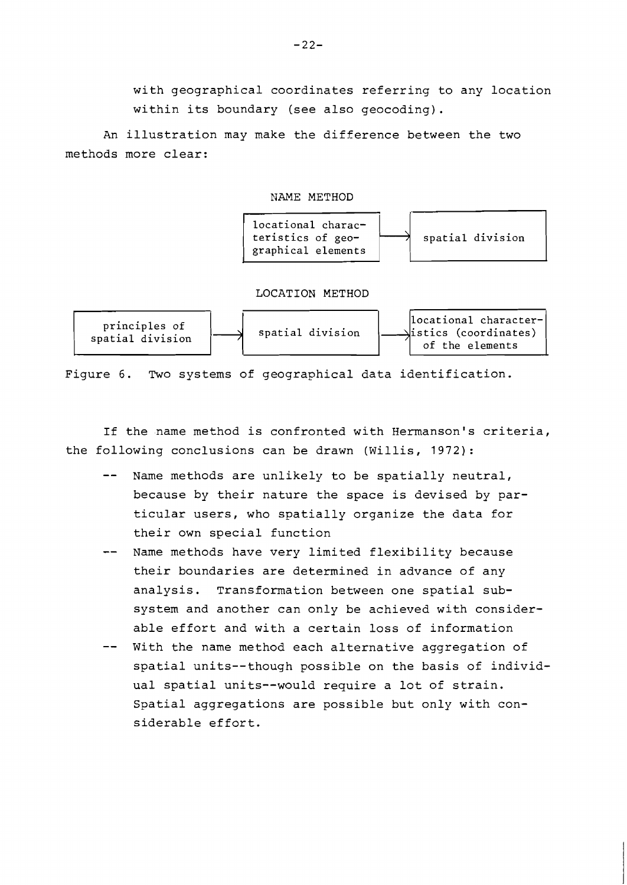with geographical coordinates referring to any location within its boundary (see also geocoding).

An illustration may make the difference between the two methods more clear:

NAME METHOD

locational characteristics of geographical elements → spatial division

LOCATION METHOD

principles of spatial division → spatial division → locational characteristics (coordinates) of the elements

Figure 6. Two systems of geographical data identification.

If the name method is confronted with Hermanson's criteria, the following conclusions can be drawn (Willis, 1972):

- Name methods are unlikely to be spatially neutral, because by their nature the space is devised by particular users, who spatially organize the data for their own special function
- Name methods have very limited flexibility because their boundaries are determined in advance of any analysis. Transformation between one spatial subsystem and another can only be achieved with considerable effort and with a certain loss of information
- With the name method each alternative aggregation of spatial units--though possible on the basis of individual spatial units--would require a lot of strain. Spatial aggregations are possible but only with considerable effort.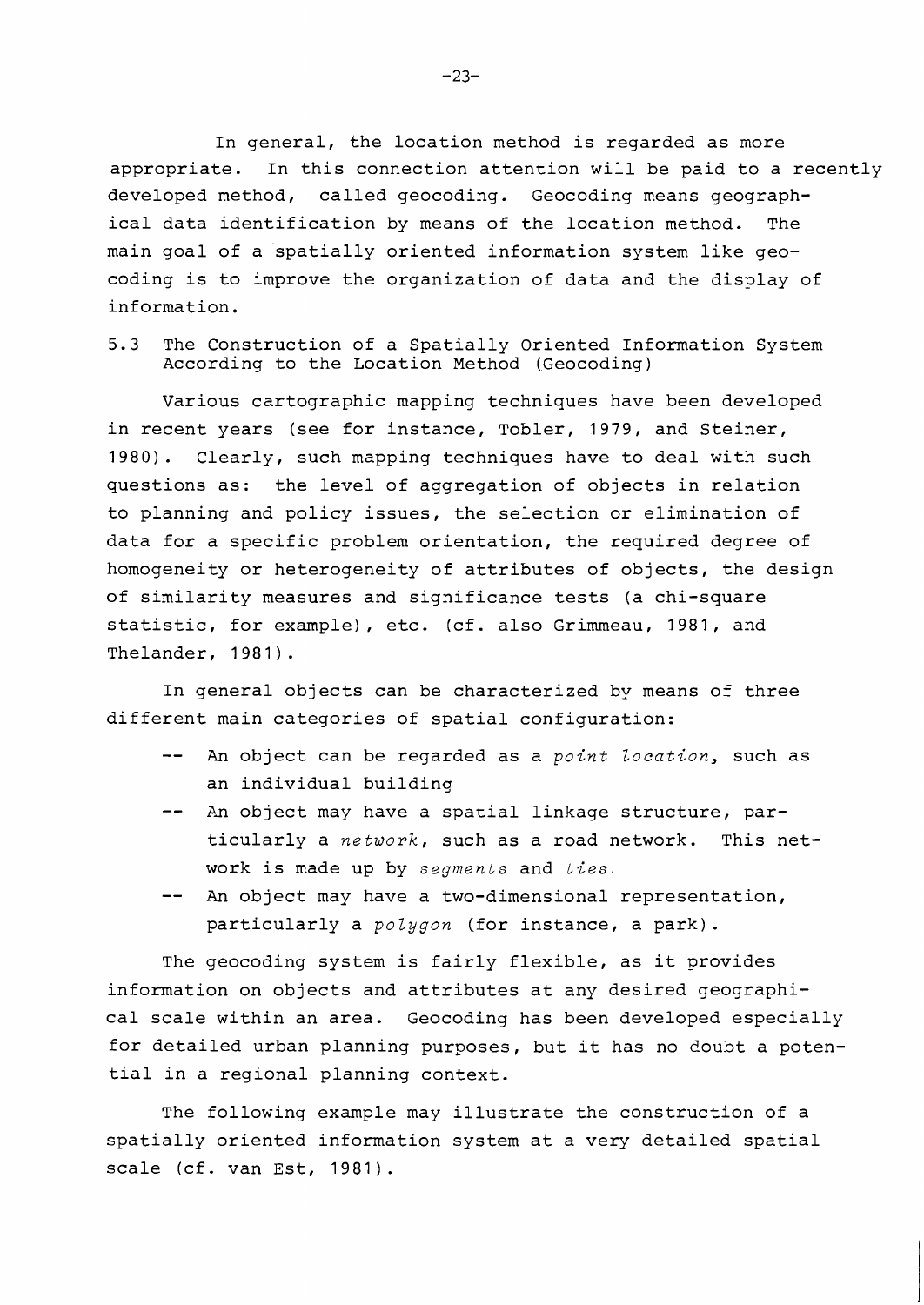In general, the location method is regarded as more appropriate. In this connection attention will be paid to a recently developed method, called geocoding. Geocoding means geographical data identification by means of the location method. The main goal of a spatially oriented information system like geocoding is to improve the organization of data and the display of information.

## 5.3 The Construction of a Spatially Oriented Information System According to the Location Method (Geocoding)

Various cartographic mapping techniques have been developed in recent years (see for instance, Tobler, 1979, and Steiner, 1980). Clearly, such mapping techniques have to deal with such questions as: the level of aggregation of objects in relation to planning and policy issues, the selection or elimination of data for a specific problem orientation, the required degree of homogeneity or heterogeneity of attributes of objects, the design of similarity measures and significance tests (a chi-square statistic, for example), etc. (cf. also Grimmeau, 1981, and Thelander, 1981).

In general objects can be characterized by means of three different main categories of spatial configuration:

- An object can be regarded as a *point location*, such as an individual building
- An object may have a spatial linkage structure, particularly a *network*, such as a road network. This network is made up by *segments* and *ties*.
- An object may have a two-dimensional representation, particularly a *polygon* (for instance, a park).

The geocoding system is fairly flexible, as it provides information on objects and attributes at any desired geographical scale within an area. Geocoding has been developed especially for detailed urban planning purposes, but it has no doubt a potential in a regional planning context.

The following example may illustrate the construction of a spatially oriented information system at a very detailed spatial scale (cf. van Est, 1981).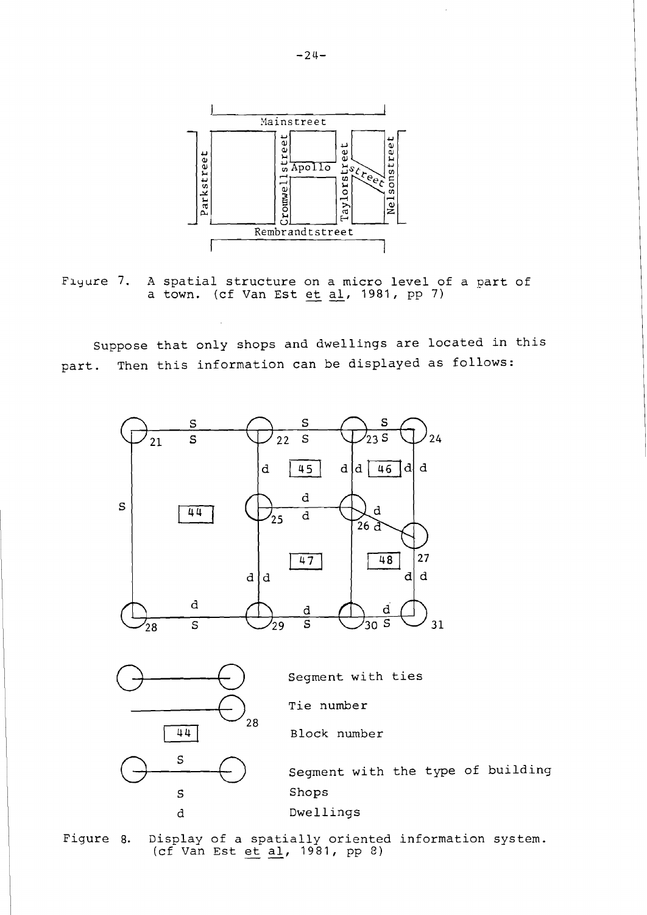Figure 7. A spatial structure on a micro level of a part of a town. (cf Van Est *et al*, 1981, pp 7)

Suppose that only shops and dwellings are located in this part. Then this information can be displayed as follows:

Figure 8. Display of a spatially oriented information system. (cf Van Est *et al*, 1981, pp 8)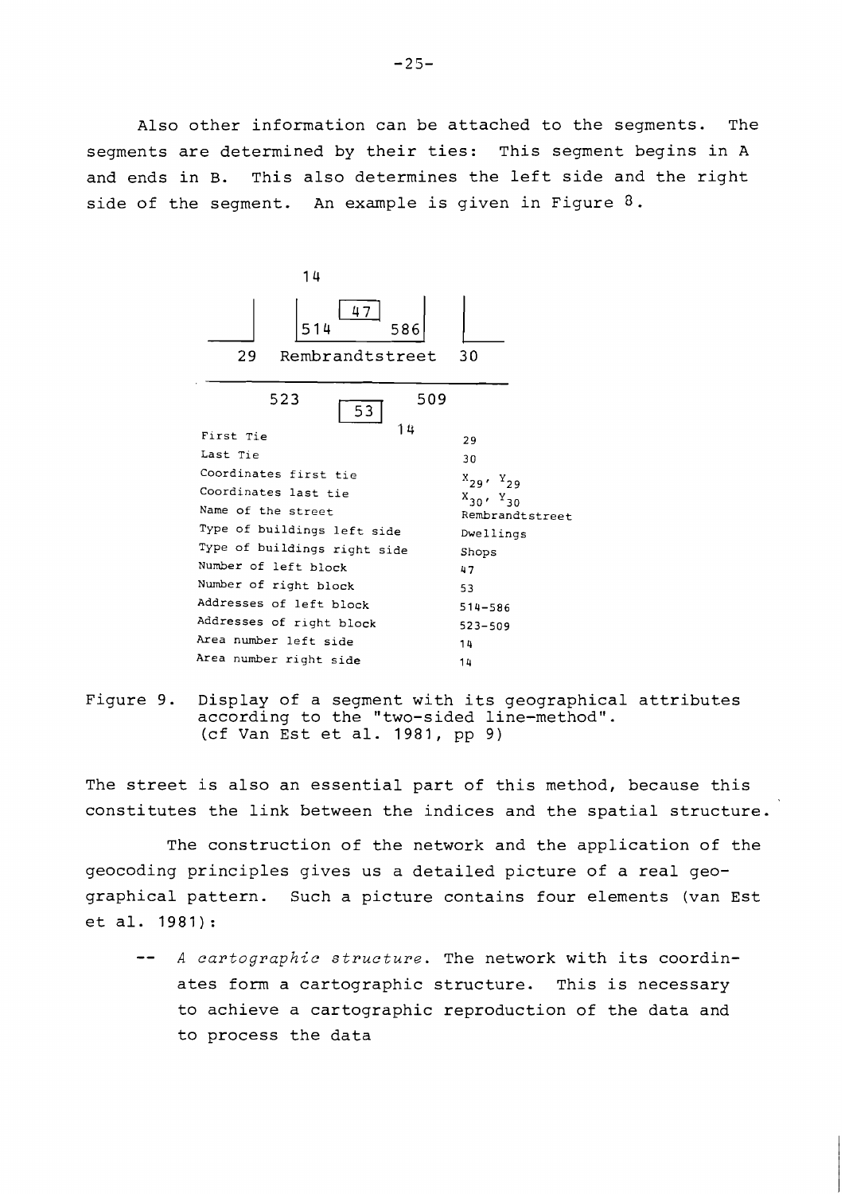Also other information can be attached to the segments. The segments are determined by their ties: This segment begins in A and ends in B. This also determines the left side and the right side of the segment. An example is given in Figure 8.

| Attribute | Value |
|---|---|
| First Tie | 29 |
| Last Tie | 30 |
| Coordinates first tie | $X_{29}$, $Y_{29}$ |
| Coordinates last tie | $X_{30}$, $Y_{30}$ |
| Name of the street | Rembrandtstreet |
| Type of buildings left side | Dwellings |
| Type of buildings right side | Shops |
| Number of left block | 47 |
| Number of right block | 53 |
| Addresses of left block | 514–586 |
| Addresses of right block | 523–509 |
| Area number left side | 14 |
| Area number right side | 14 |

Figure 9. Display of a segment with its geographical attributes according to the "two-sided line-method". (cf Van Est et al. 1981, pp 9)

The street is also an essential part of this method, because this constitutes the link between the indices and the spatial structure.

The construction of the network and the application of the geocoding principles gives us a detailed picture of a real geographical pattern. Such a picture contains four elements (van Est et al. 1981):

-- *A cartographic structure*. The network with its coordinates form a cartographic structure. This is necessary to achieve a cartographic reproduction of the data and to process the data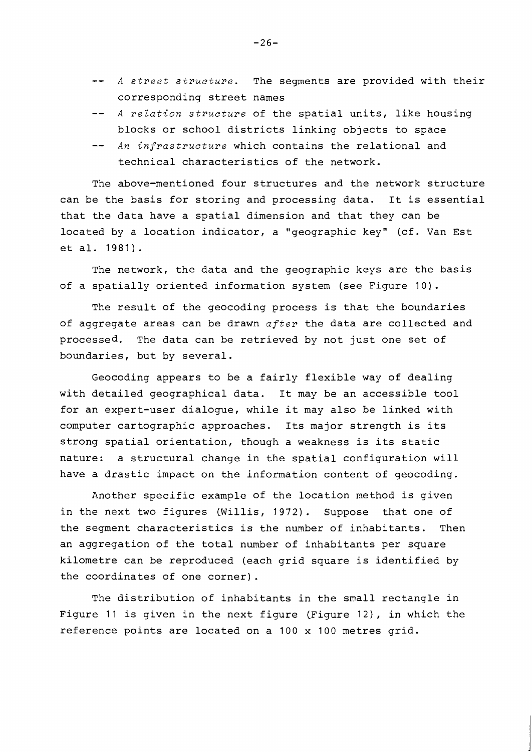-- *A street structure*. The segments are provided with their corresponding street names

-- *A relation structure* of the spatial units, like housing blocks or school districts linking objects to space

-- *An infrastructure* which contains the relational and technical characteristics of the network.

The above-mentioned four structures and the network structure can be the basis for storing and processing data. It is essential that the data have a spatial dimension and that they can be located by a location indicator, a "geographic key" (cf. Van Est et al. 1981).

The network, the data and the geographic keys are the basis of a spatially oriented information system (see Figure 10).

The result of the geocoding process is that the boundaries of aggregate areas can be drawn *after* the data are collected and processed. The data can be retrieved by not just one set of boundaries, but by several.

Geocoding appears to be a fairly flexible way of dealing with detailed geographical data. It may be an accessible tool for an expert-user dialogue, while it may also be linked with computer cartographic approaches. Its major strength is its strong spatial orientation, though a weakness is its static nature: a structural change in the spatial configuration will have a drastic impact on the information content of geocoding.

Another specific example of the location method is given in the next two figures (Willis, 1972). Suppose that one of the segment characteristics is the number of inhabitants. Then an aggregation of the total number of inhabitants per square kilometre can be reproduced (each grid square is identified by the coordinates of one corner).

The distribution of inhabitants in the small rectangle in Figure 11 is given in the next figure (Figure 12), in which the reference points are located on a 100 x 100 metres grid.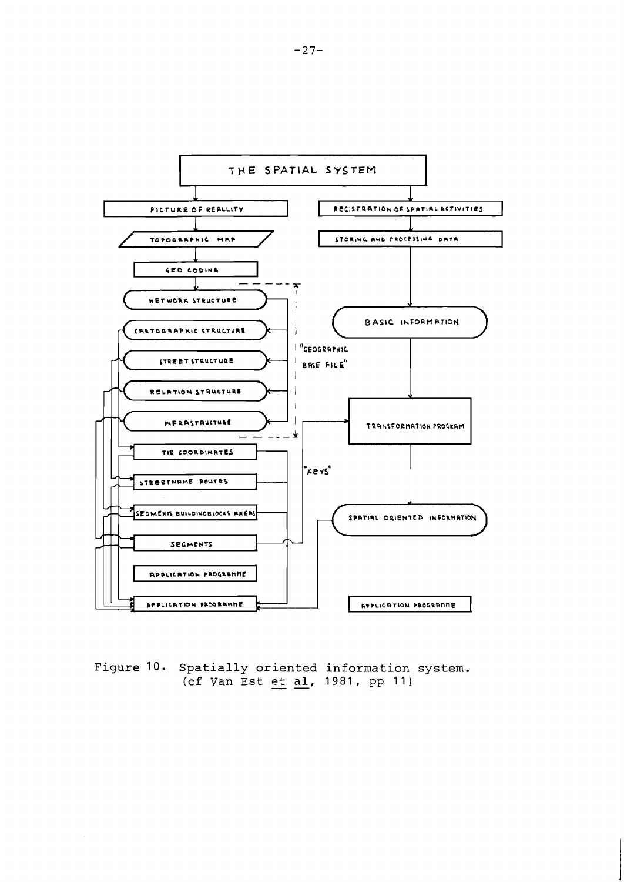THE SPATIAL SYSTEM

PICTURE OF REALLITY

REGISTRATION OF SPATIAL ACTIVITIES

TOPOGRAPHIC MAP

STORING AND PROCESSING DATA

GEO CODING

NETWORK STRUCTURE

BASIC INFORMATION

CARTOGRAPHIC STRUCTURE

"GEOGRAPHIC BASE FILE"

STREET STRUCTURE

RELATION STRUCTURE

INFRASTRUCTURE

TRANSFORMATION PROGRAM

TIE COORDINATES

"KEYS"

STREETNAME ROUTES

SEGMENTS BUILDINGBLOCKS AREAS

SPATIAL ORIENTED INFORMATION

SEGMENTS

APPLICATION PROGRAMME

APPLICATION PROGRAMME

APPLICATION PROGRAMME

Figure 10. Spatially oriented information system. (cf Van Est et al, 1981, pp 11)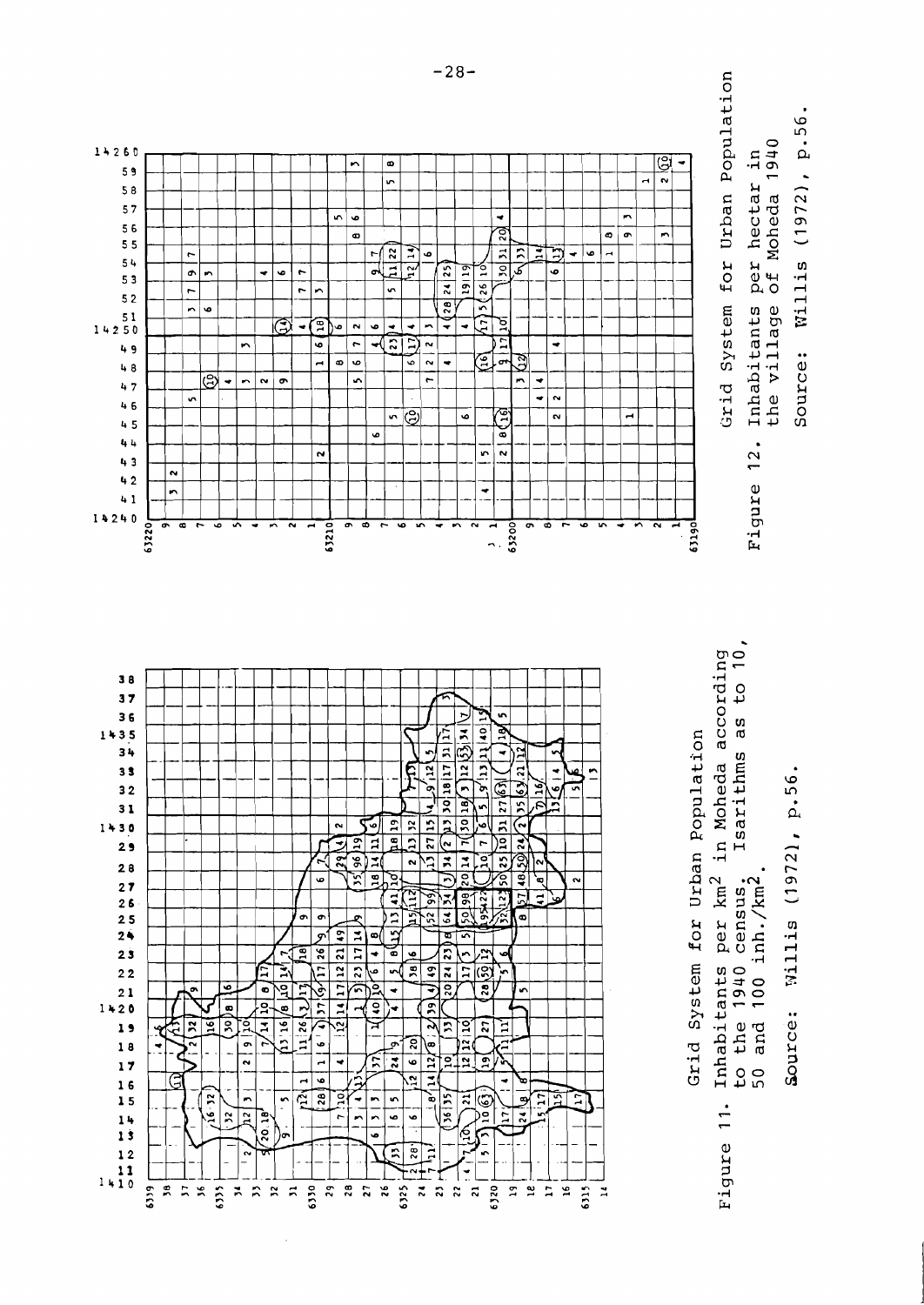Grid System for Urban Population

Figure 11. Inhabitants per km$^2$ in Moheda according to the 1940 census. Isarithms as to 10, 50 and 100 inh./km$^2$.

Source: Willis (1972), p.56.

Grid System for Urban Population

Figure 12. Inhabitants per hectar in the village of Moheda 1940

Source: Willis (1972), p.56.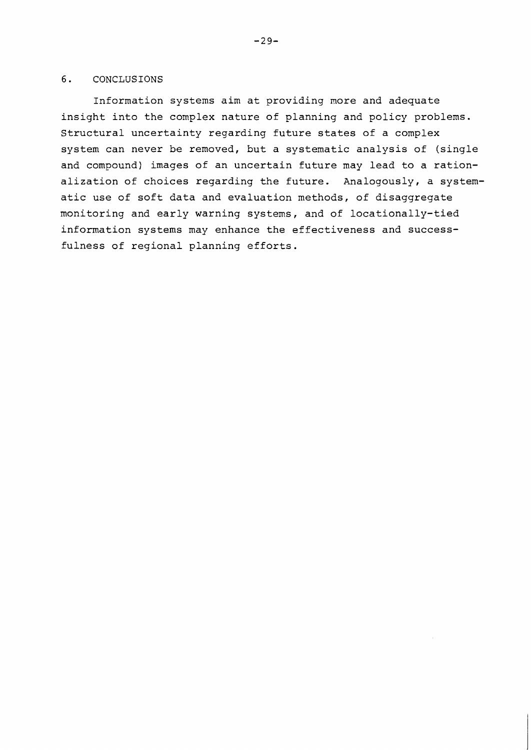## 6. CONCLUSIONS

Information systems aim at providing more and adequate insight into the complex nature of planning and policy problems. Structural uncertainty regarding future states of a complex system can never be removed, but a systematic analysis of (single and compound) images of an uncertain future may lead to a rationalization of choices regarding the future. Analogously, a systematic use of soft data and evaluation methods, of disaggregate monitoring and early warning systems, and of locationally-tied information systems may enhance the effectiveness and successfulness of regional planning efforts.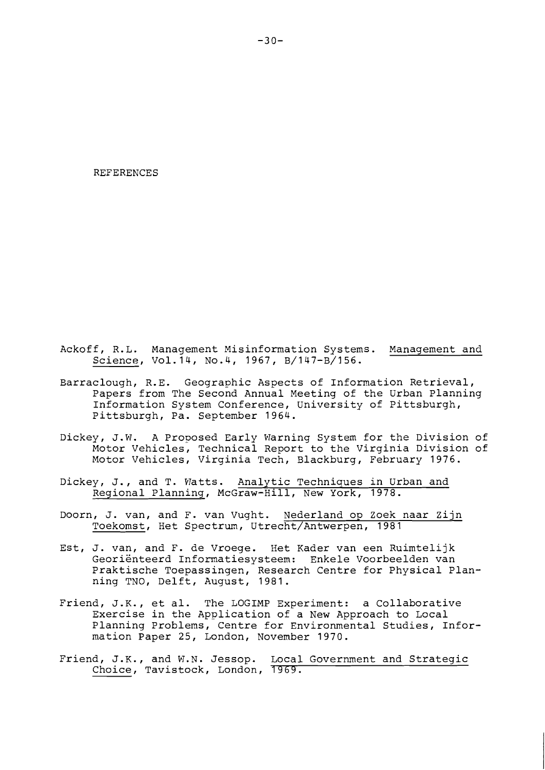## REFERENCES

Ackoff, R.L. Management Misinformation Systems. <u>Management and Science</u>, Vol.14, No.4, 1967, B/147-B/156.

Barraclough, R.E. Geographic Aspects of Information Retrieval, Papers from The Second Annual Meeting of the Urban Planning Information System Conference, University of Pittsburgh, Pittsburgh, Pa. September 1964.

Dickey, J.W. A Proposed Early Warning System for the Division of Motor Vehicles, Technical Report to the Virginia Division of Motor Vehicles, Virginia Tech, Blackburg, February 1976.

Dickey, J., and T. Watts. <u>Analytic Techniques in Urban and Regional Planning</u>, McGraw-Hill, New York, 1978.

Doorn, J. van, and F. van Vught. <u>Nederland op Zoek naar Zijn Toekomst</u>, Het Spectrum, Utrecht/Antwerpen, 1981

Est, J. van, and F. de Vroege. Het Kader van een Ruimtelijk Georiënteerd Informatiesysteem: Enkele Voorbeelden van Praktische Toepassingen, Research Centre for Physical Planning TNO, Delft, August, 1981.

Friend, J.K., et al. The LOGIMP Experiment: a Collaborative Exercise in the Application of a New Approach to Local Planning Problems, Centre for Environmental Studies, Information Paper 25, London, November 1970.

Friend, J.K., and W.N. Jessop. <u>Local Government and Strategic Choice</u>, Tavistock, London, 1969.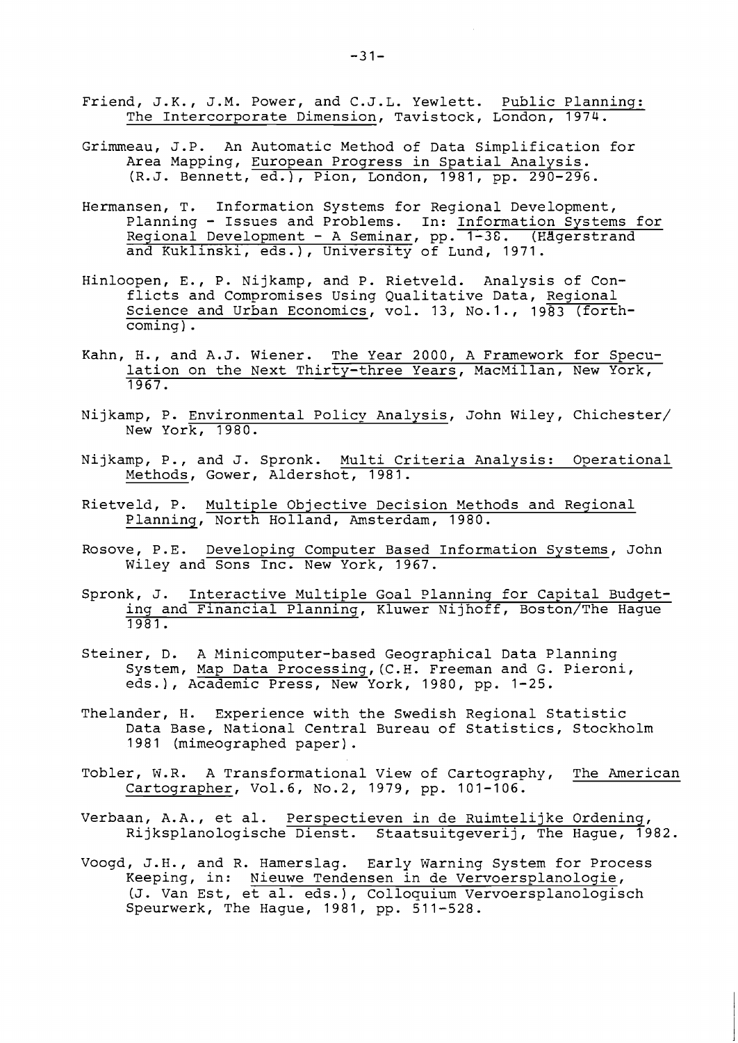Friend, J.K., J.M. Power, and C.J.L. Yewlett. Public Planning: The Intercorporate Dimension, Tavistock, London, 1974.

Grimmeau, J.P. An Automatic Method of Data Simplification for Area Mapping, European Progress in Spatial Analysis. (R.J. Bennett, ed.), Pion, London, 1981, pp. 290-296.

Hermansen, T. Information Systems for Regional Development, Planning - Issues and Problems. In: Information Systems for Regional Development - A Seminar, pp. 1-38. (Hägerstrand and Kuklinski, eds.), University of Lund, 1971.

Hinloopen, E., P. Nijkamp, and P. Rietveld. Analysis of Conflicts and Compromises Using Qualitative Data, Regional Science and Urban Economics, vol. 13, No.1., 1983 (forthcoming).

Kahn, H., and A.J. Wiener. The Year 2000, A Framework for Speculation on the Next Thirty-three Years, MacMillan, New York, 1967.

Nijkamp, P. Environmental Policy Analysis, John Wiley, Chichester/New York, 1980.

Nijkamp, P., and J. Spronk. Multi Criteria Analysis: Operational Methods, Gower, Aldershot, 1981.

Rietveld, P. Multiple Objective Decision Methods and Regional Planning, North Holland, Amsterdam, 1980.

Rosove, P.E. Developing Computer Based Information Systems, John Wiley and Sons Inc. New York, 1967.

Spronk, J. Interactive Multiple Goal Planning for Capital Budgeting and Financial Planning, Kluwer Nijhoff, Boston/The Hague 1981.

Steiner, D. A Minicomputer-based Geographical Data Planning System, Map Data Processing, (C.H. Freeman and G. Pieroni, eds.), Academic Press, New York, 1980, pp. 1-25.

Thelander, H. Experience with the Swedish Regional Statistic Data Base, National Central Bureau of Statistics, Stockholm 1981 (mimeographed paper).

Tobler, W.R. A Transformational View of Cartography, The American Cartographer, Vol.6, No.2, 1979, pp. 101-106.

Verbaan, A.A., et al. Perspectieven in de Ruimtelijke Ordening, Rijksplanologische Dienst. Staatsuitgeverij, The Hague, 1982.

Voogd, J.H., and R. Hamerslag. Early Warning System for Process Keeping, in: Nieuwe Tendensen in de Vervoersplanologie, (J. Van Est, et al. eds.), Colloquium Vervoersplanologisch Speurwerk, The Hague, 1981, pp. 511-528.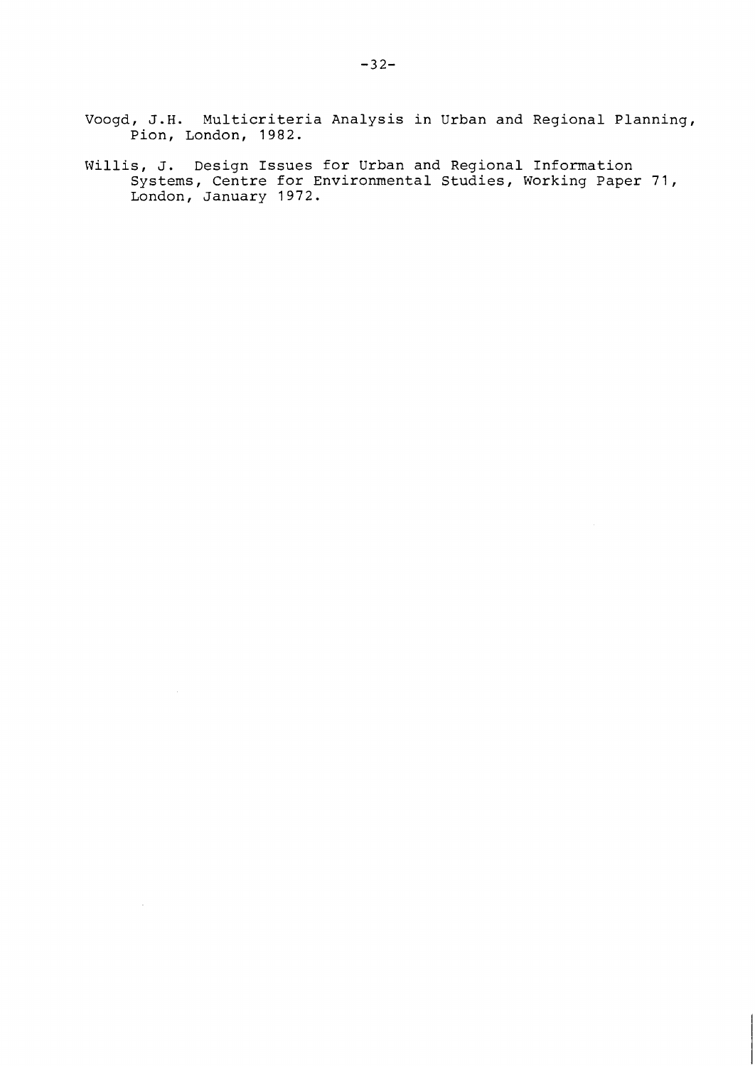Voogd, J.H. Multicriteria Analysis in Urban and Regional Planning, Pion, London, 1982.

Willis, J. Design Issues for Urban and Regional Information Systems, Centre for Environmental Studies, Working Paper 71, London, January 1972.